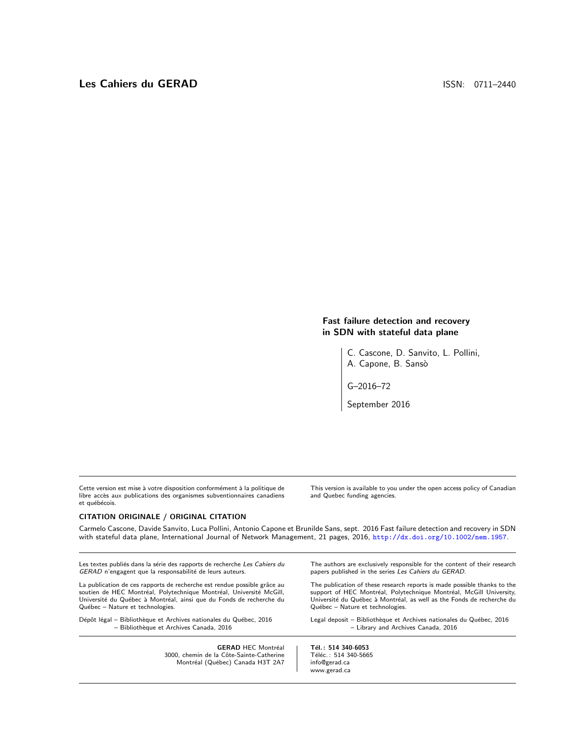**Les Cahiers du GERAD** ISSN: 0711–2440

# Fast failure detection and recovery in SDN with stateful data plane

C. Cascone, D. Sanvito, L. Pollini, A. Capone, B. Sansò

G–2016–72

September 2016

Cette version est mise à votre disposition conformément à la politique de libre accès aux publications des organismes subventionnaires canadiens et québécois.

This version is available to you under the open access policy of Canadian and Quebec funding agencies.

**CITATION ORIGINALE / ORIGINAL CITATION**

Carmelo Cascone, Davide Sanvito, Luca Pollini, Antonio Capone et Brunilde Sans, sept. 2016 Fast failure detection and recovery in SDN with stateful data plane, International Journal of Network Management, 21 pages, 2016, http://dx.doi.org/10.1002/nem.1957.

Les textes publiés dans la série des rapports de recherche *Les Cahiers du GERAD* n'engagent que la responsabilité de leurs auteurs.

La publication de ces rapports de recherche est rendue possible grâce au soutien de HEC Montréal, Polytechnique Montréal, Université McGill, Université du Québec à Montréal, ainsi que du Fonds de recherche du Québec – Nature et technologies.

Dépôt légal – Bibliothèque et Archives nationales du Québec, 2016
– Bibliothèque et Archives Canada, 2016

The authors are exclusively responsible for the content of their research papers published in the series *Les Cahiers du GERAD*.

The publication of these research reports is made possible thanks to the support of HEC Montréal, Polytechnique Montréal, McGill University, Université du Québec à Montréal, as well as the Fonds de recherche du Québec – Nature et technologies.

Legal deposit – Bibliothèque et Archives nationales du Québec, 2016
– Library and Archives Canada, 2016

**GERAD** HEC Montréal
3000, chemin de la Côte-Sainte-Catherine
Montréal (Québec) Canada H3T 2A7

**Tél. : 514 340-6053**
Téléc. : 514 340-5665
info@gerad.ca
www.gerad.ca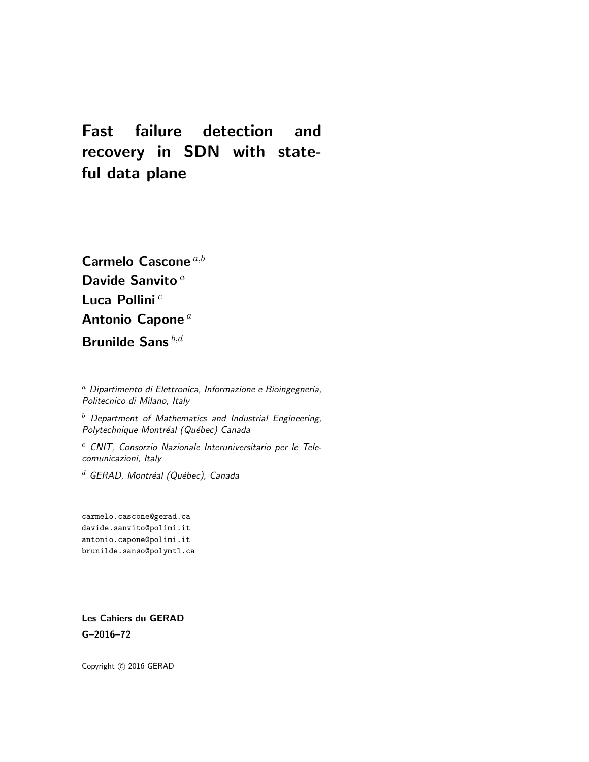# Fast failure detection and recovery in SDN with stateful data plane

**Carmelo Cascone** [a,b]

**Davide Sanvito** [a]

**Luca Pollini** [c]

**Antonio Capone** [a]

**Brunilde Sans** [b,d]

[a] *Dipartimento di Elettronica, Informazione e Bioingegneria, Politecnico di Milano, Italy*

[b] *Department of Mathematics and Industrial Engineering, Polytechnique Montréal (Québec) Canada*

[c] *CNIT, Consorzio Nazionale Interuniversitario per le Telecomunicazioni, Italy*

[d] *GERAD, Montréal (Québec), Canada*

```
carmelo.cascone@gerad.ca
davide.sanvito@polimi.it
antonio.capone@polimi.it
brunilde.sanso@polymtl.ca
```

**Les Cahiers du GERAD**

**G–2016–72**

Copyright © 2016 GERAD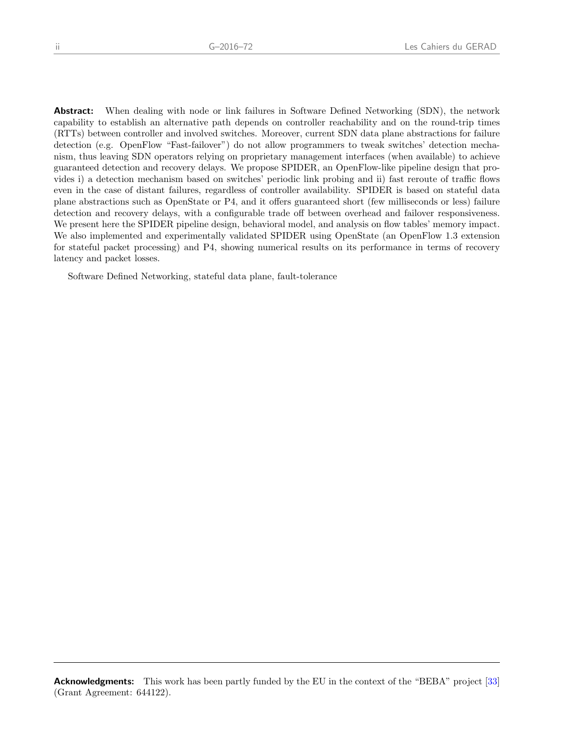**Abstract:** When dealing with node or link failures in Software Defined Networking (SDN), the network capability to establish an alternative path depends on controller reachability and on the round-trip times (RTTs) between controller and involved switches. Moreover, current SDN data plane abstractions for failure detection (e.g. OpenFlow "Fast-failover") do not allow programmers to tweak switches' detection mechanism, thus leaving SDN operators relying on proprietary management interfaces (when available) to achieve guaranteed detection and recovery delays. We propose SPIDER, an OpenFlow-like pipeline design that provides i) a detection mechanism based on switches' periodic link probing and ii) fast reroute of traffic flows even in the case of distant failures, regardless of controller availability. SPIDER is based on stateful data plane abstractions such as OpenState or P4, and it offers guaranteed short (few milliseconds or less) failure detection and recovery delays, with a configurable trade off between overhead and failover responsiveness. We present here the SPIDER pipeline design, behavioral model, and analysis on flow tables' memory impact. We also implemented and experimentally validated SPIDER using OpenState (an OpenFlow 1.3 extension for stateful packet processing) and P4, showing numerical results on its performance in terms of recovery latency and packet losses.

Software Defined Networking, stateful data plane, fault-tolerance

---

**Acknowledgments:** This work has been partly funded by the EU in the context of the "BEBA" project [33] (Grant Agreement: 644122).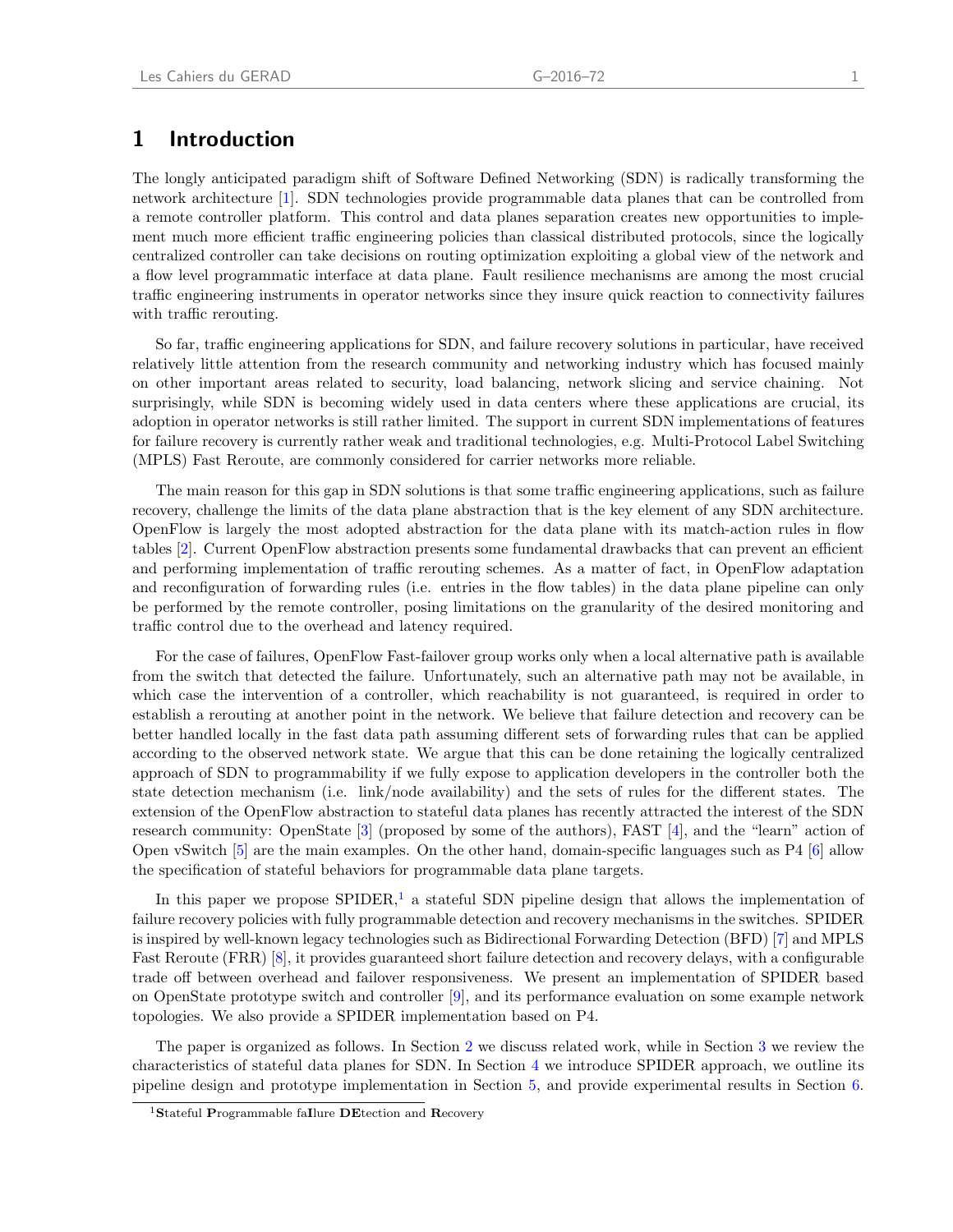# 1 Introduction

The longly anticipated paradigm shift of Software Defined Networking (SDN) is radically transforming the network architecture [1]. SDN technologies provide programmable data planes that can be controlled from a remote controller platform. This control and data planes separation creates new opportunities to implement much more efficient traffic engineering policies than classical distributed protocols, since the logically centralized controller can take decisions on routing optimization exploiting a global view of the network and a flow level programmatic interface at data plane. Fault resilience mechanisms are among the most crucial traffic engineering instruments in operator networks since they insure quick reaction to connectivity failures with traffic rerouting.

So far, traffic engineering applications for SDN, and failure recovery solutions in particular, have received relatively little attention from the research community and networking industry which has focused mainly on other important areas related to security, load balancing, network slicing and service chaining. Not surprisingly, while SDN is becoming widely used in data centers where these applications are crucial, its adoption in operator networks is still rather limited. The support in current SDN implementations of features for failure recovery is currently rather weak and traditional technologies, e.g. Multi-Protocol Label Switching (MPLS) Fast Reroute, are commonly considered for carrier networks more reliable.

The main reason for this gap in SDN solutions is that some traffic engineering applications, such as failure recovery, challenge the limits of the data plane abstraction that is the key element of any SDN architecture. OpenFlow is largely the most adopted abstraction for the data plane with its match-action rules in flow tables [2]. Current OpenFlow abstraction presents some fundamental drawbacks that can prevent an efficient and performing implementation of traffic rerouting schemes. As a matter of fact, in OpenFlow adaptation and reconfiguration of forwarding rules (i.e. entries in the flow tables) in the data plane pipeline can only be performed by the remote controller, posing limitations on the granularity of the desired monitoring and traffic control due to the overhead and latency required.

For the case of failures, OpenFlow Fast-failover group works only when a local alternative path is available from the switch that detected the failure. Unfortunately, such an alternative path may not be available, in which case the intervention of a controller, which reachability is not guaranteed, is required in order to establish a rerouting at another point in the network. We believe that failure detection and recovery can be better handled locally in the fast data path assuming different sets of forwarding rules that can be applied according to the observed network state. We argue that this can be done retaining the logically centralized approach of SDN to programmability if we fully expose to application developers in the controller both the state detection mechanism (i.e. link/node availability) and the sets of rules for the different states. The extension of the OpenFlow abstraction to stateful data planes has recently attracted the interest of the SDN research community: OpenState [3] (proposed by some of the authors), FAST [4], and the "learn" action of Open vSwitch [5] are the main examples. On the other hand, domain-specific languages such as P4 [6] allow the specification of stateful behaviors for programmable data plane targets.

In this paper we propose SPIDER,[1] a stateful SDN pipeline design that allows the implementation of failure recovery policies with fully programmable detection and recovery mechanisms in the switches. SPIDER is inspired by well-known legacy technologies such as Bidirectional Forwarding Detection (BFD) [7] and MPLS Fast Reroute (FRR) [8], it provides guaranteed short failure detection and recovery delays, with a configurable trade off between overhead and failover responsiveness. We present an implementation of SPIDER based on OpenState prototype switch and controller [9], and its performance evaluation on some example network topologies. We also provide a SPIDER implementation based on P4.

The paper is organized as follows. In Section 2 we discuss related work, while in Section 3 we review the characteristics of stateful data planes for SDN. In Section 4 we introduce SPIDER approach, we outline its pipeline design and prototype implementation in Section 5, and provide experimental results in Section 6.

[1] **S**tateful **P**rogrammable fa**I**lure **DE**tection and **R**ecovery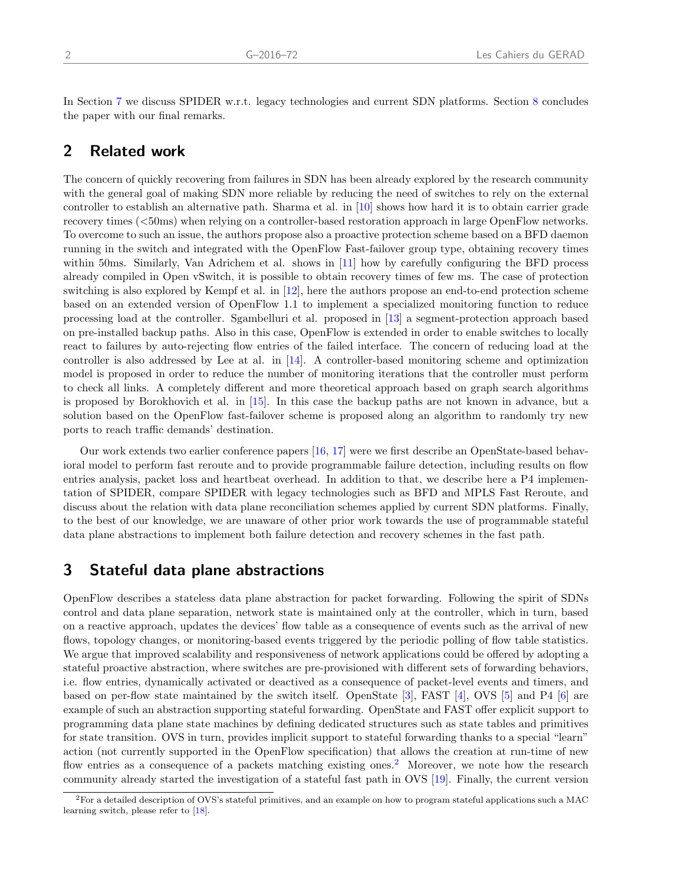In Section 7 we discuss SPIDER w.r.t. legacy technologies and current SDN platforms. Section 8 concludes the paper with our final remarks.

## 2 Related work

The concern of quickly recovering from failures in SDN has been already explored by the research community with the general goal of making SDN more reliable by reducing the need of switches to rely on the external controller to establish an alternative path. Sharma et al. in [10] shows how hard it is to obtain carrier grade recovery times (<50ms) when relying on a controller-based restoration approach in large OpenFlow networks. To overcome to such an issue, the authors propose also a proactive protection scheme based on a BFD daemon running in the switch and integrated with the OpenFlow Fast-failover group type, obtaining recovery times within 50ms. Similarly, Van Adrichem et al. shows in [11] how by carefully configuring the BFD process already compiled in Open vSwitch, it is possible to obtain recovery times of few ms. The case of protection switching is also explored by Kempf et al. in [12], here the authors propose an end-to-end protection scheme based on an extended version of OpenFlow 1.1 to implement a specialized monitoring function to reduce processing load at the controller. Sgambelluri et al. proposed in [13] a segment-protection approach based on pre-installed backup paths. Also in this case, OpenFlow is extended in order to enable switches to locally react to failures by auto-rejecting flow entries of the failed interface. The concern of reducing load at the controller is also addressed by Lee at al. in [14]. A controller-based monitoring scheme and optimization model is proposed in order to reduce the number of monitoring iterations that the controller must perform to check all links. A completely different and more theoretical approach based on graph search algorithms is proposed by Borokhovich et al. in [15]. In this case the backup paths are not known in advance, but a solution based on the OpenFlow fast-failover scheme is proposed along an algorithm to randomly try new ports to reach traffic demands' destination.

Our work extends two earlier conference papers [16, 17] were we first describe an OpenState-based behavioral model to perform fast reroute and to provide programmable failure detection, including results on flow entries analysis, packet loss and heartbeat overhead. In addition to that, we describe here a P4 implementation of SPIDER, compare SPIDER with legacy technologies such as BFD and MPLS Fast Reroute, and discuss about the relation with data plane reconciliation schemes applied by current SDN platforms. Finally, to the best of our knowledge, we are unaware of other prior work towards the use of programmable stateful data plane abstractions to implement both failure detection and recovery schemes in the fast path.

## 3 Stateful data plane abstractions

OpenFlow describes a stateless data plane abstraction for packet forwarding. Following the spirit of SDNs control and data plane separation, network state is maintained only at the controller, which in turn, based on a reactive approach, updates the devices' flow table as a consequence of events such as the arrival of new flows, topology changes, or monitoring-based events triggered by the periodic polling of flow table statistics. We argue that improved scalability and responsiveness of network applications could be offered by adopting a stateful proactive abstraction, where switches are pre-provisioned with different sets of forwarding behaviors, i.e. flow entries, dynamically activated or deactived as a consequence of packet-level events and timers, and based on per-flow state maintained by the switch itself. OpenState [3], FAST [4], OVS [5] and P4 [6] are example of such an abstraction supporting stateful forwarding. OpenState and FAST offer explicit support to programming data plane state machines by defining dedicated structures such as state tables and primitives for state transition. OVS in turn, provides implicit support to stateful forwarding thanks to a special "learn" action (not currently supported in the OpenFlow specification) that allows the creation at run-time of new flow entries as a consequence of a packets matching existing ones.[2] Moreover, we note how the research community already started the investigation of a stateful fast path in OVS [19]. Finally, the current version

[2] For a detailed description of OVS's stateful primitives, and an example on how to program stateful applications such a MAC learning switch, please refer to [18].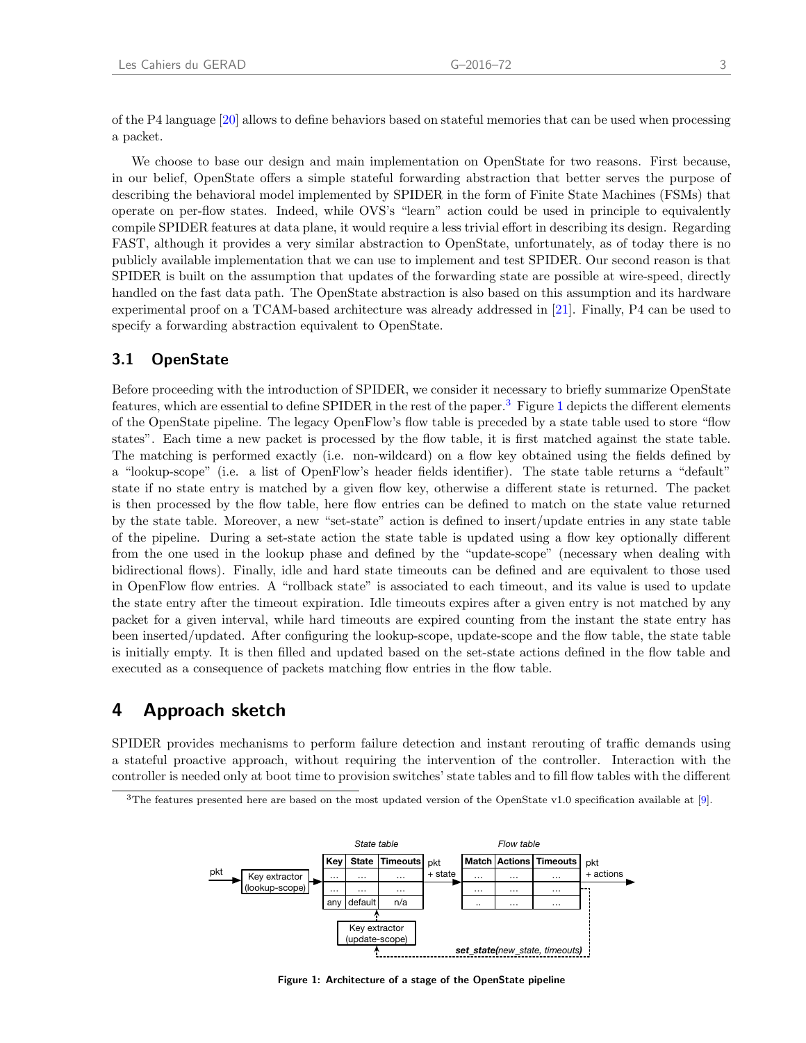of the P4 language [20] allows to define behaviors based on stateful memories that can be used when processing a packet.

We choose to base our design and main implementation on OpenState for two reasons. First because, in our belief, OpenState offers a simple stateful forwarding abstraction that better serves the purpose of describing the behavioral model implemented by SPIDER in the form of Finite State Machines (FSMs) that operate on per-flow states. Indeed, while OVS's "learn" action could be used in principle to equivalently compile SPIDER features at data plane, it would require a less trivial effort in describing its design. Regarding FAST, although it provides a very similar abstraction to OpenState, unfortunately, as of today there is no publicly available implementation that we can use to implement and test SPIDER. Our second reason is that SPIDER is built on the assumption that updates of the forwarding state are possible at wire-speed, directly handled on the fast data path. The OpenState abstraction is also based on this assumption and its hardware experimental proof on a TCAM-based architecture was already addressed in [21]. Finally, P4 can be used to specify a forwarding abstraction equivalent to OpenState.

### 3.1 OpenState

Before proceeding with the introduction of SPIDER, we consider it necessary to briefly summarize OpenState features, which are essential to define SPIDER in the rest of the paper.[3] Figure 1 depicts the different elements of the OpenState pipeline. The legacy OpenFlow's flow table is preceded by a state table used to store "flow states". Each time a new packet is processed by the flow table, it is first matched against the state table. The matching is performed exactly (i.e. non-wildcard) on a flow key obtained using the fields defined by a "lookup-scope" (i.e. a list of OpenFlow's header fields identifier). The state table returns a "default" state if no state entry is matched by a given flow key, otherwise a different state is returned. The packet is then processed by the flow table, here flow entries can be defined to match on the state value returned by the state table. Moreover, a new "set-state" action is defined to insert/update entries in any state table of the pipeline. During a set-state action the state table is updated using a flow key optionally different from the one used in the lookup phase and defined by the "update-scope" (necessary when dealing with bidirectional flows). Finally, idle and hard state timeouts can be defined and are equivalent to those used in OpenFlow flow entries. A "rollback state" is associated to each timeout, and its value is used to update the state entry after the timeout expiration. Idle timeouts expires after a given entry is not matched by any packet for a given interval, while hard timeouts are expired counting from the instant the state entry has been inserted/updated. After configuring the lookup-scope, update-scope and the flow table, the state table is initially empty. It is then filled and updated based on the set-state actions defined in the flow table and executed as a consequence of packets matching flow entries in the flow table.

## 4 Approach sketch

SPIDER provides mechanisms to perform failure detection and instant rerouting of traffic demands using a stateful proactive approach, without requiring the intervention of the controller. Interaction with the controller is needed only at boot time to provision switches' state tables and to fill flow tables with the different

[3] The features presented here are based on the most updated version of the OpenState v1.0 specification available at [9].

**Figure 1: Architecture of a stage of the OpenState pipeline**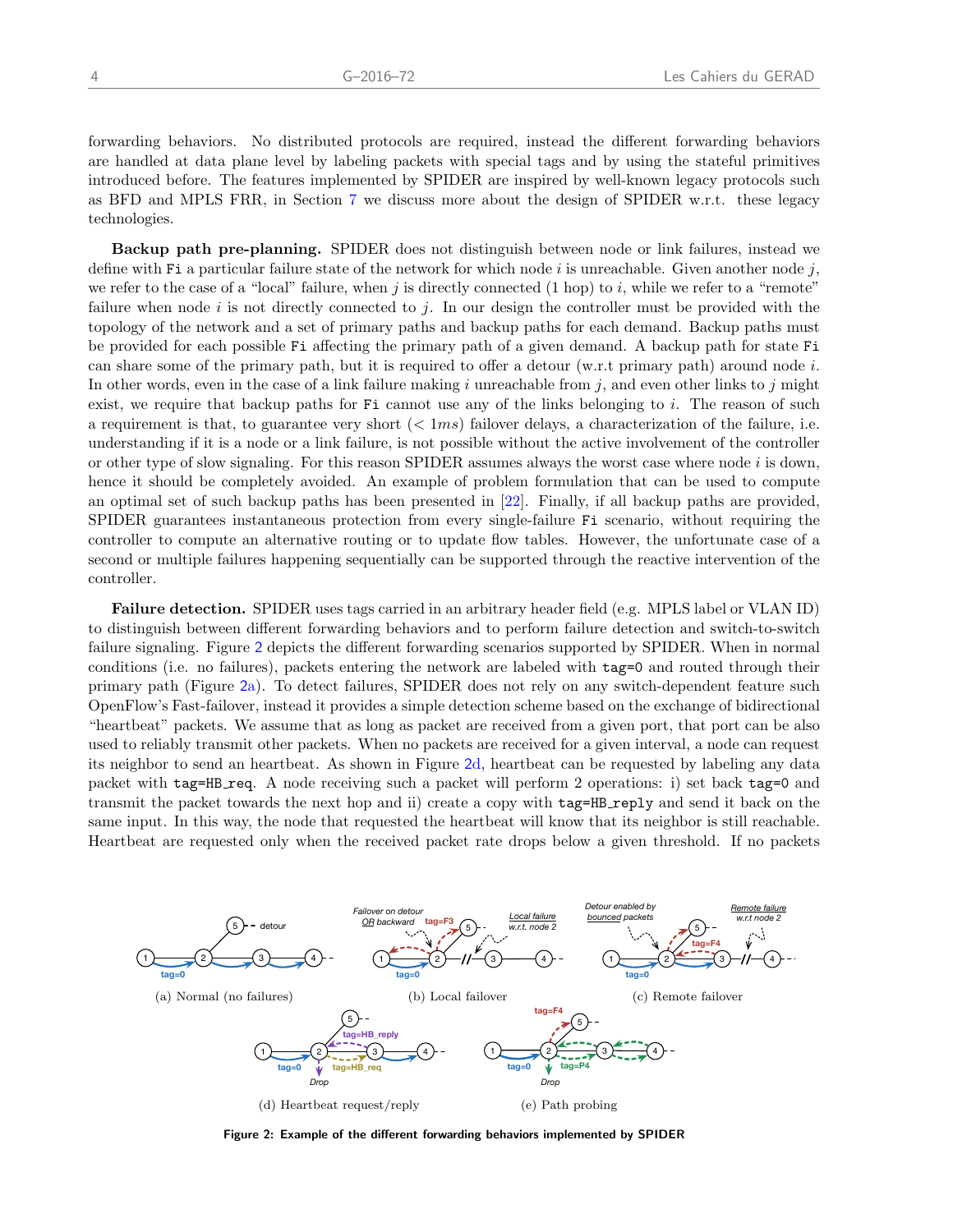forwarding behaviors. No distributed protocols are required, instead the different forwarding behaviors are handled at data plane level by labeling packets with special tags and by using the stateful primitives introduced before. The features implemented by SPIDER are inspired by well-known legacy protocols such as BFD and MPLS FRR, in Section 7 we discuss more about the design of SPIDER w.r.t. these legacy technologies.

**Backup path pre-planning.** SPIDER does not distinguish between node or link failures, instead we define with `Fi` a particular failure state of the network for which node $i$ is unreachable. Given another node $j$, we refer to the case of a "local" failure, when $j$ is directly connected (1 hop) to $i$, while we refer to a "remote" failure when node $i$ is not directly connected to $j$. In our design the controller must be provided with the topology of the network and a set of primary paths and backup paths for each demand. Backup paths must be provided for each possible `Fi` affecting the primary path of a given demand. A backup path for state `Fi` can share some of the primary path, but it is required to offer a detour (w.r.t primary path) around node $i$. In other words, even in the case of a link failure making $i$ unreachable from $j$, and even other links to $j$ might exist, we require that backup paths for `Fi` cannot use any of the links belonging to $i$. The reason of such a requirement is that, to guarantee very short ($< 1ms$) failover delays, a characterization of the failure, i.e. understanding if it is a node or a link failure, is not possible without the active involvement of the controller or other type of slow signaling. For this reason SPIDER assumes always the worst case where node $i$ is down, hence it should be completely avoided. An example of problem formulation that can be used to compute an optimal set of such backup paths has been presented in [22]. Finally, if all backup paths are provided, SPIDER guarantees instantaneous protection from every single-failure `Fi` scenario, without requiring the controller to compute an alternative routing or to update flow tables. However, the unfortunate case of a second or multiple failures happening sequentially can be supported through the reactive intervention of the controller.

**Failure detection.** SPIDER uses tags carried in an arbitrary header field (e.g. MPLS label or VLAN ID) to distinguish between different forwarding behaviors and to perform failure detection and switch-to-switch failure signaling. Figure 2 depicts the different forwarding scenarios supported by SPIDER. When in normal conditions (i.e. no failures), packets entering the network are labeled with `tag=0` and routed through their primary path (Figure 2a). To detect failures, SPIDER does not rely on any switch-dependent feature such OpenFlow's Fast-failover, instead it provides a simple detection scheme based on the exchange of bidirectional "heartbeat" packets. We assume that as long as packet are received from a given port, that port can be also used to reliably transmit other packets. When no packets are received for a given interval, a node can request its neighbor to send an heartbeat. As shown in Figure 2d, heartbeat can be requested by labeling any data packet with `tag=HB_req`. A node receiving such a packet will perform 2 operations: i) set back `tag=0` and transmit the packet towards the next hop and ii) create a copy with `tag=HB_reply` and send it back on the same input. In this way, the node that requested the heartbeat will know that its neighbor is still reachable. Heartbeat are requested only when the received packet rate drops below a given threshold. If no packets

(a) Normal (no failures)

(b) Local failover

(c) Remote failover

(d) Heartbeat request/reply

(e) Path probing

**Figure 2: Example of the different forwarding behaviors implemented by SPIDER**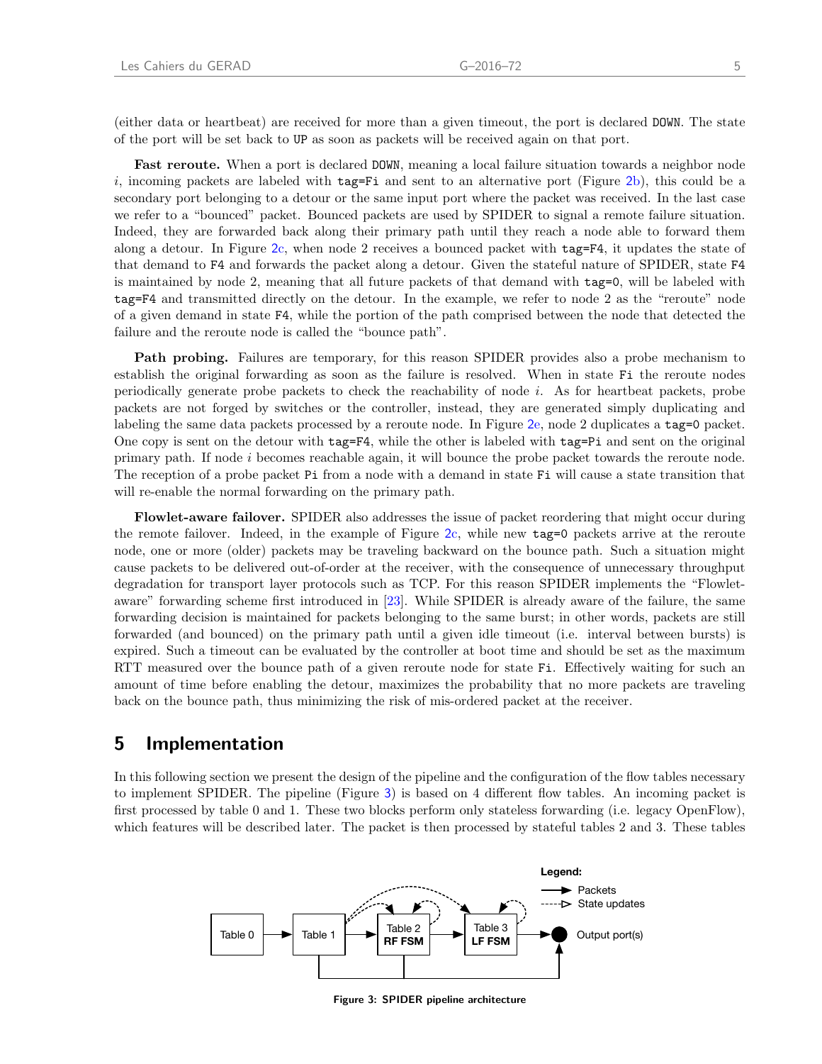(either data or heartbeat) are received for more than a given timeout, the port is declared `DOWN`. The state of the port will be set back to `UP` as soon as packets will be received again on that port.

**Fast reroute.** When a port is declared `DOWN`, meaning a local failure situation towards a neighbor node $i$, incoming packets are labeled with `tag=Fi` and sent to an alternative port (Figure 2b), this could be a secondary port belonging to a detour or the same input port where the packet was received. In the last case we refer to a "bounced" packet. Bounced packets are used by SPIDER to signal a remote failure situation. Indeed, they are forwarded back along their primary path until they reach a node able to forward them along a detour. In Figure 2c, when node 2 receives a bounced packet with `tag=F4`, it updates the state of that demand to `F4` and forwards the packet along a detour. Given the stateful nature of SPIDER, state `F4` is maintained by node 2, meaning that all future packets of that demand with `tag=0`, will be labeled with `tag=F4` and transmitted directly on the detour. In the example, we refer to node 2 as the "reroute" node of a given demand in state `F4`, while the portion of the path comprised between the node that detected the failure and the reroute node is called the "bounce path".

**Path probing.** Failures are temporary, for this reason SPIDER provides also a probe mechanism to establish the original forwarding as soon as the failure is resolved. When in state `Fi` the reroute nodes periodically generate probe packets to check the reachability of node $i$. As for heartbeat packets, probe packets are not forged by switches or the controller, instead, they are generated simply duplicating and labeling the same data packets processed by a reroute node. In Figure 2e, node 2 duplicates a `tag=0` packet. One copy is sent on the detour with `tag=F4`, while the other is labeled with `tag=Pi` and sent on the original primary path. If node $i$ becomes reachable again, it will bounce the probe packet towards the reroute node. The reception of a probe packet `Pi` from a node with a demand in state `Fi` will cause a state transition that will re-enable the normal forwarding on the primary path.

**Flowlet-aware failover.** SPIDER also addresses the issue of packet reordering that might occur during the remote failover. Indeed, in the example of Figure 2c, while new `tag=0` packets arrive at the reroute node, one or more (older) packets may be traveling backward on the bounce path. Such a situation might cause packets to be delivered out-of-order at the receiver, with the consequence of unnecessary throughput degradation for transport layer protocols such as TCP. For this reason SPIDER implements the "Flowlet-aware" forwarding scheme first introduced in [23]. While SPIDER is already aware of the failure, the same forwarding decision is maintained for packets belonging to the same burst; in other words, packets are still forwarded (and bounced) on the primary path until a given idle timeout (i.e. interval between bursts) is expired. Such a timeout can be evaluated by the controller at boot time and should be set as the maximum RTT measured over the bounce path of a given reroute node for state `Fi`. Effectively waiting for such an amount of time before enabling the detour, maximizes the probability that no more packets are traveling back on the bounce path, thus minimizing the risk of mis-ordered packet at the receiver.

## 5 Implementation

In this following section we present the design of the pipeline and the configuration of the flow tables necessary to implement SPIDER. The pipeline (Figure 3) is based on 4 different flow tables. An incoming packet is first processed by table 0 and 1. These two blocks perform only stateless forwarding (i.e. legacy OpenFlow), which features will be described later. The packet is then processed by stateful tables 2 and 3. These tables

Figure 3: SPIDER pipeline architecture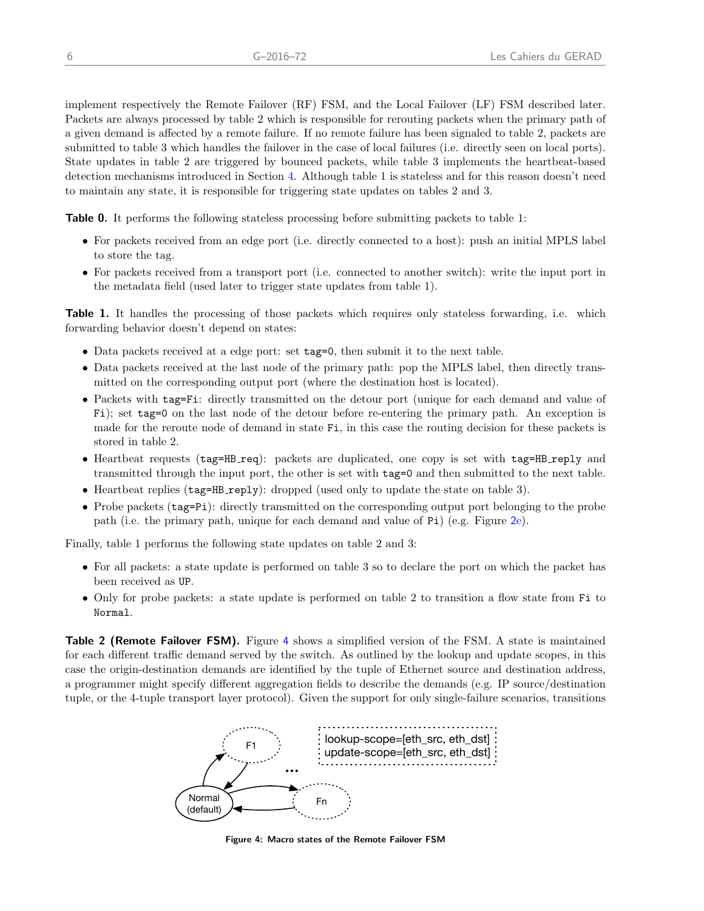implement respectively the Remote Failover (RF) FSM, and the Local Failover (LF) FSM described later. Packets are always processed by table 2 which is responsible for rerouting packets when the primary path of a given demand is affected by a remote failure. If no remote failure has been signaled to table 2, packets are submitted to table 3 which handles the failover in the case of local failures (i.e. directly seen on local ports). State updates in table 2 are triggered by bounced packets, while table 3 implements the heartbeat-based detection mechanisms introduced in Section 4. Although table 1 is stateless and for this reason doesn't need to maintain any state, it is responsible for triggering state updates on tables 2 and 3.

**Table 0.** It performs the following stateless processing before submitting packets to table 1:

- For packets received from an edge port (i.e. directly connected to a host): push an initial MPLS label to store the tag.
- For packets received from a transport port (i.e. connected to another switch): write the input port in the metadata field (used later to trigger state updates from table 1).

**Table 1.** It handles the processing of those packets which requires only stateless forwarding, i.e. which forwarding behavior doesn't depend on states:

- Data packets received at a edge port: set `tag=0`, then submit it to the next table.
- Data packets received at the last node of the primary path: pop the MPLS label, then directly transmitted on the corresponding output port (where the destination host is located).
- Packets with `tag=Fi`: directly transmitted on the detour port (unique for each demand and value of `Fi`); set `tag=0` on the last node of the detour before re-entering the primary path. An exception is made for the reroute node of demand in state `Fi`, in this case the routing decision for these packets is stored in table 2.
- Heartbeat requests (`tag=HB_req`): packets are duplicated, one copy is set with `tag=HB_reply` and transmitted through the input port, the other is set with `tag=0` and then submitted to the next table.
- Heartbeat replies (`tag=HB_reply`): dropped (used only to update the state on table 3).
- Probe packets (`tag=Pi`): directly transmitted on the corresponding output port belonging to the probe path (i.e. the primary path, unique for each demand and value of `Pi`) (e.g. Figure 2e).

Finally, table 1 performs the following state updates on table 2 and 3:

- For all packets: a state update is performed on table 3 so to declare the port on which the packet has been received as `UP`.
- Only for probe packets: a state update is performed on table 2 to transition a flow state from `Fi` to `Normal`.

**Table 2 (Remote Failover FSM).** Figure 4 shows a simplified version of the FSM. A state is maintained for each different traffic demand served by the switch. As outlined by the lookup and update scopes, in this case the origin-destination demands are identified by the tuple of Ethernet source and destination address, a programmer might specify different aggregation fields to describe the demands (e.g. IP source/destination tuple, or the 4-tuple transport layer protocol). Given the support for only single-failure scenarios, transitions

F1
Normal (default)
...
Fn
lookup-scope=[eth_src, eth_dst]
update-scope=[eth_src, eth_dst]

**Figure 4: Macro states of the Remote Failover FSM**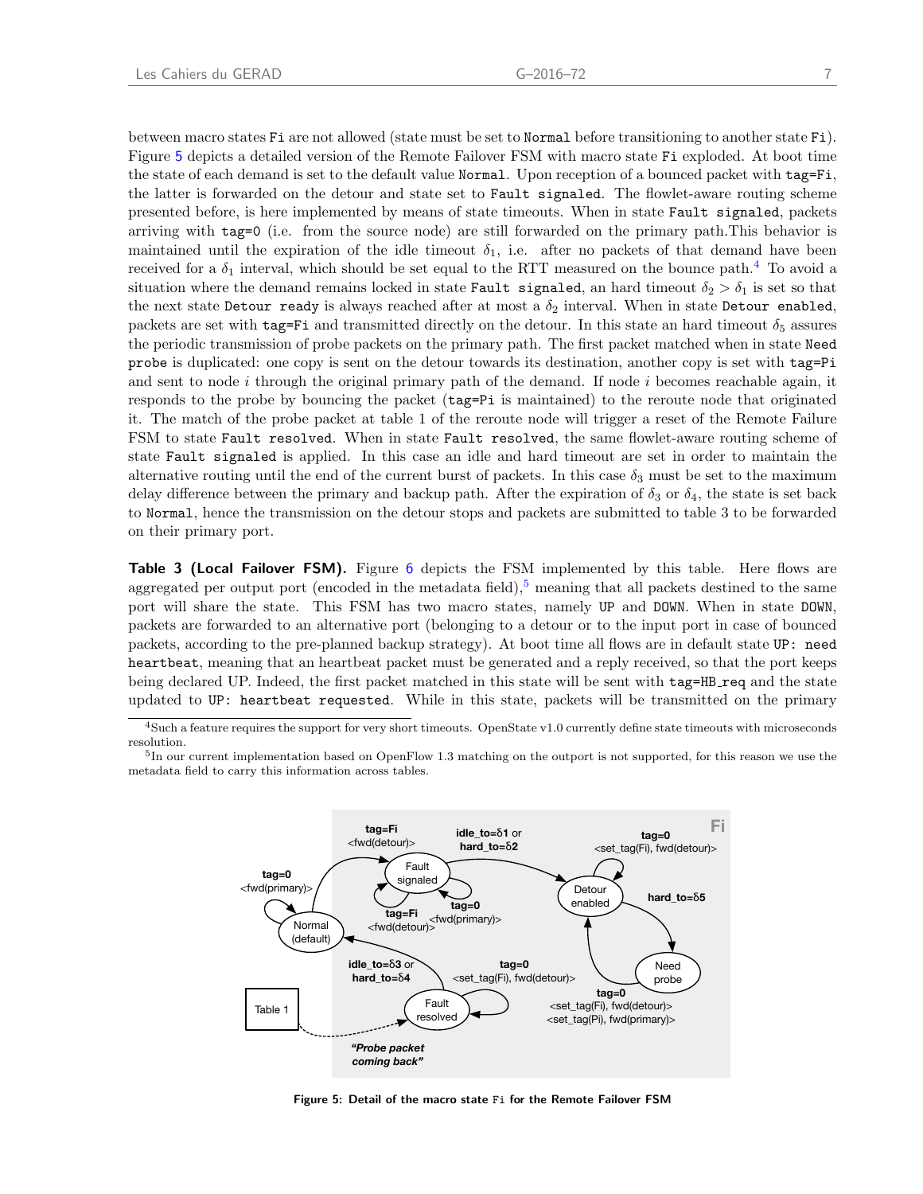between macro states `Fi` are not allowed (state must be set to `Normal` before transitioning to another state `Fi`). Figure 5 depicts a detailed version of the Remote Failover FSM with macro state `Fi` exploded. At boot time the state of each demand is set to the default value `Normal`. Upon reception of a bounced packet with `tag=Fi`, the latter is forwarded on the detour and state set to `Fault signaled`. The flowlet-aware routing scheme presented before, is here implemented by means of state timeouts. When in state `Fault signaled`, packets arriving with `tag=0` (i.e. from the source node) are still forwarded on the primary path.This behavior is maintained until the expiration of the idle timeout $\delta_1$, i.e. after no packets of that demand have been received for a $\delta_1$ interval, which should be set equal to the RTT measured on the bounce path.[4] To avoid a situation where the demand remains locked in state `Fault signaled`, an hard timeout $\delta_2 > \delta_1$ is set so that the next state `Detour ready` is always reached after at most a $\delta_2$ interval. When in state `Detour enabled`, packets are set with `tag=Fi` and transmitted directly on the detour. In this state an hard timeout $\delta_5$ assures the periodic transmission of probe packets on the primary path. The first packet matched when in state `Need probe` is duplicated: one copy is sent on the detour towards its destination, another copy is set with `tag=Pi` and sent to node $i$ through the original primary path of the demand. If node $i$ becomes reachable again, it responds to the probe by bouncing the packet (`tag=Pi` is maintained) to the reroute node that originated it. The match of the probe packet at table 1 of the reroute node will trigger a reset of the Remote Failure FSM to state `Fault resolved`. When in state `Fault resolved`, the same flowlet-aware routing scheme of state `Fault signaled` is applied. In this case an idle and hard timeout are set in order to maintain the alternative routing until the end of the current burst of packets. In this case $\delta_3$ must be set to the maximum delay difference between the primary and backup path. After the expiration of $\delta_3$ or $\delta_4$, the state is set back to `Normal`, hence the transmission on the detour stops and packets are submitted to table 3 to be forwarded on their primary port.

**Table 3 (Local Failover FSM).** Figure 6 depicts the FSM implemented by this table. Here flows are aggregated per output port (encoded in the metadata field),[5] meaning that all packets destined to the same port will share the state. This FSM has two macro states, namely `UP` and `DOWN`. When in state `DOWN`, packets are forwarded to an alternative port (belonging to a detour or to the input port in case of bounced packets, according to the pre-planned backup strategy). At boot time all flows are in default state `UP: need heartbeat`, meaning that an heartbeat packet must be generated and a reply received, so that the port keeps being declared UP. Indeed, the first packet matched in this state will be sent with `tag=HB_req` and the state updated to `UP: heartbeat requested`. While in this state, packets will be transmitted on the primary

[4] Such a feature requires the support for very short timeouts. OpenState v1.0 currently define state timeouts with microseconds resolution.

[5] In our current implementation based on OpenFlow 1.3 matching on the outport is not supported, for this reason we use the metadata field to carry this information across tables.

**Figure 5: Detail of the macro state Fi for the Remote Failover FSM**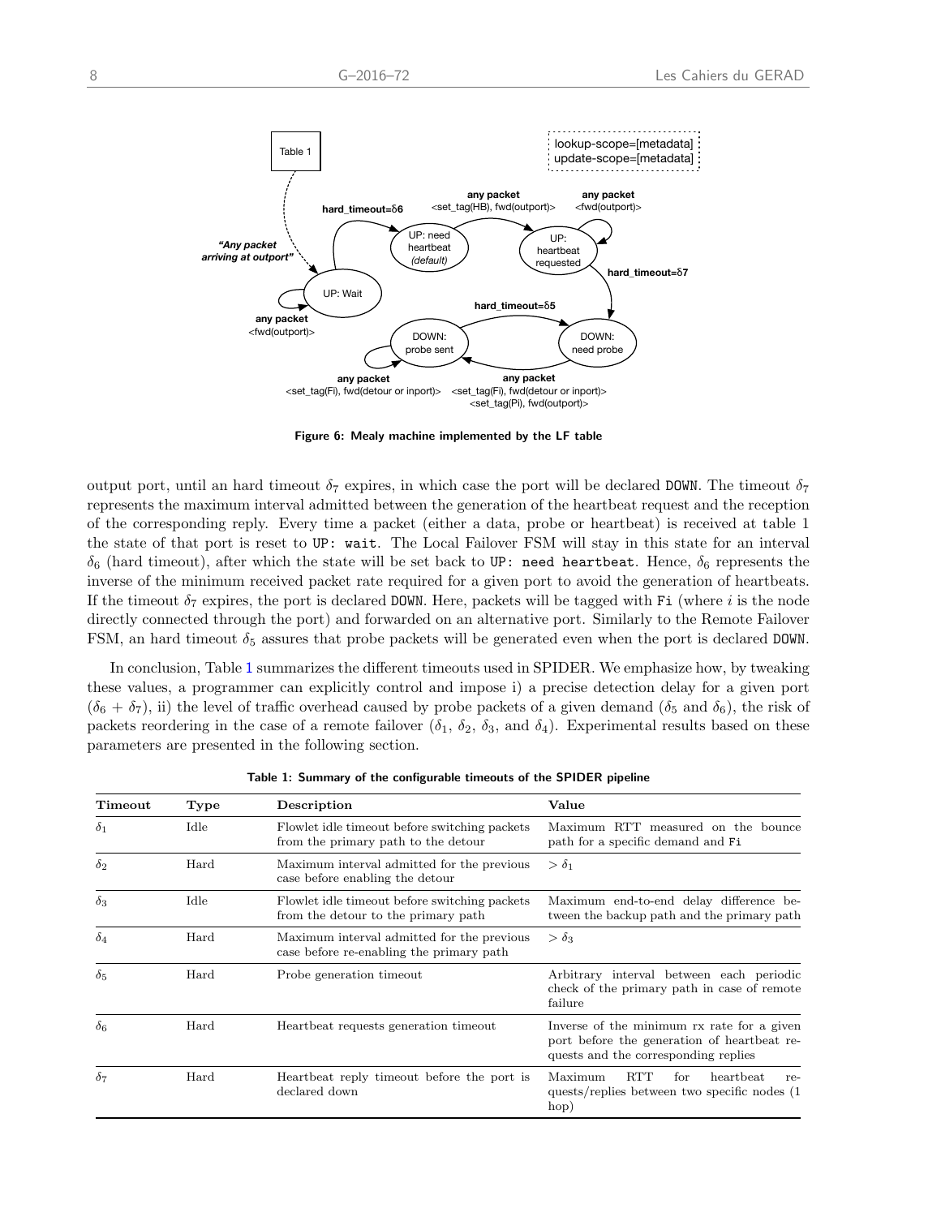Figure 6: Mealy machine implemented by the LF table

output port, until an hard timeout $\delta_7$ expires, in which case the port will be declared DOWN. The timeout $\delta_7$ represents the maximum interval admitted between the generation of the heartbeat request and the reception of the corresponding reply. Every time a packet (either a data, probe or heartbeat) is received at table 1 the state of that port is reset to `UP: wait`. The Local Failover FSM will stay in this state for an interval $\delta_6$ (hard timeout), after which the state will be set back to `UP: need heartbeat`. Hence, $\delta_6$ represents the inverse of the minimum received packet rate required for a given port to avoid the generation of heartbeats. If the timeout $\delta_7$ expires, the port is declared DOWN. Here, packets will be tagged with `Fi` (where $i$ is the node directly connected through the port) and forwarded on an alternative port. Similarly to the Remote Failover FSM, an hard timeout $\delta_5$ assures that probe packets will be generated even when the port is declared DOWN.

In conclusion, Table 1 summarizes the different timeouts used in SPIDER. We emphasize how, by tweaking these values, a programmer can explicitly control and impose i) a precise detection delay for a given port ($\delta_6 + \delta_7$), ii) the level of traffic overhead caused by probe packets of a given demand ($\delta_5$ and $\delta_6$), the risk of packets reordering in the case of a remote failover ($\delta_1$, $\delta_2$, $\delta_3$, and $\delta_4$). Experimental results based on these parameters are presented in the following section.

Table 1: Summary of the configurable timeouts of the SPIDER pipeline

| Timeout | Type | Description | Value |
|---|---|---|---|
| $\delta_1$ | Idle | Flowlet idle timeout before switching packets from the primary path to the detour | Maximum RTT measured on the bounce path for a specific demand and `Fi` |
| $\delta_2$ | Hard | Maximum interval admitted for the previous case before enabling the detour | $> \delta_1$ |
| $\delta_3$ | Idle | Flowlet idle timeout before switching packets from the detour to the primary path | Maximum end-to-end delay difference between the backup path and the primary path |
| $\delta_4$ | Hard | Maximum interval admitted for the previous case before re-enabling the primary path | $> \delta_3$ |
| $\delta_5$ | Hard | Probe generation timeout | Arbitrary interval between each periodic check of the primary path in case of remote failure |
| $\delta_6$ | Hard | Heartbeat requests generation timeout | Inverse of the minimum rx rate for a given port before the generation of heartbeat requests and the corresponding replies |
| $\delta_7$ | Hard | Heartbeat reply timeout before the port is declared down | Maximum RTT for heartbeat requests/replies between two specific nodes (1 hop) |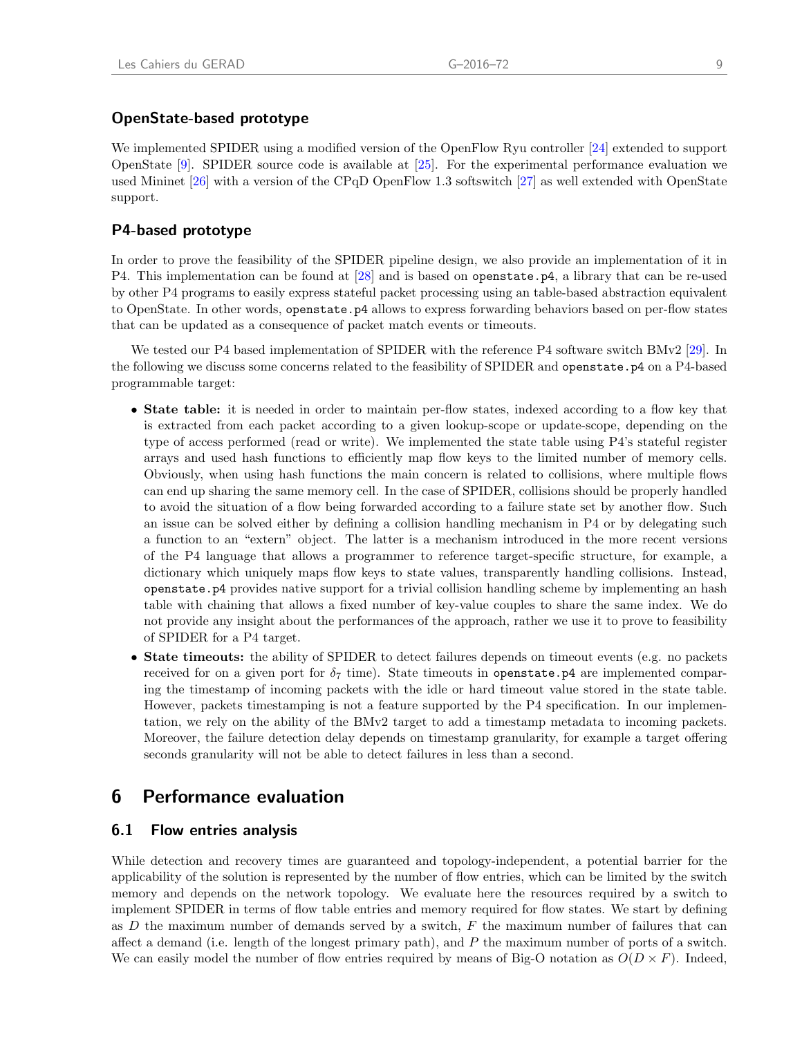### OpenState-based prototype

We implemented SPIDER using a modified version of the OpenFlow Ryu controller [24] extended to support OpenState [9]. SPIDER source code is available at [25]. For the experimental performance evaluation we used Mininet [26] with a version of the CPqD OpenFlow 1.3 softswitch [27] as well extended with OpenState support.

### P4-based prototype

In order to prove the feasibility of the SPIDER pipeline design, we also provide an implementation of it in P4. This implementation can be found at [28] and is based on `openstate.p4`, a library that can be re-used by other P4 programs to easily express stateful packet processing using an table-based abstraction equivalent to OpenState. In other words, `openstate.p4` allows to express forwarding behaviors based on per-flow states that can be updated as a consequence of packet match events or timeouts.

We tested our P4 based implementation of SPIDER with the reference P4 software switch BMv2 [29]. In the following we discuss some concerns related to the feasibility of SPIDER and `openstate.p4` on a P4-based programmable target:

- **State table:** it is needed in order to maintain per-flow states, indexed according to a flow key that is extracted from each packet according to a given lookup-scope or update-scope, depending on the type of access performed (read or write). We implemented the state table using P4's stateful register arrays and used hash functions to efficiently map flow keys to the limited number of memory cells. Obviously, when using hash functions the main concern is related to collisions, where multiple flows can end up sharing the same memory cell. In the case of SPIDER, collisions should be properly handled to avoid the situation of a flow being forwarded according to a failure state set by another flow. Such an issue can be solved either by defining a collision handling mechanism in P4 or by delegating such a function to an "extern" object. The latter is a mechanism introduced in the more recent versions of the P4 language that allows a programmer to reference target-specific structure, for example, a dictionary which uniquely maps flow keys to state values, transparently handling collisions. Instead, `openstate.p4` provides native support for a trivial collision handling scheme by implementing an hash table with chaining that allows a fixed number of key-value couples to share the same index. We do not provide any insight about the performances of the approach, rather we use it to prove to feasibility of SPIDER for a P4 target.
- **State timeouts:** the ability of SPIDER to detect failures depends on timeout events (e.g. no packets received for on a given port for $\delta_7$ time). State timeouts in `openstate.p4` are implemented comparing the timestamp of incoming packets with the idle or hard timeout value stored in the state table. However, packets timestamping is not a feature supported by the P4 specification. In our implementation, we rely on the ability of the BMv2 target to add a timestamp metadata to incoming packets. Moreover, the failure detection delay depends on timestamp granularity, for example a target offering seconds granularity will not be able to detect failures in less than a second.

# 6 Performance evaluation

## 6.1 Flow entries analysis

While detection and recovery times are guaranteed and topology-independent, a potential barrier for the applicability of the solution is represented by the number of flow entries, which can be limited by the switch memory and depends on the network topology. We evaluate here the resources required by a switch to implement SPIDER in terms of flow table entries and memory required for flow states. We start by defining as $D$ the maximum number of demands served by a switch, $F$ the maximum number of failures that can affect a demand (i.e. length of the longest primary path), and $P$ the maximum number of ports of a switch. We can easily model the number of flow entries required by means of Big-O notation as $O(D \times F)$. Indeed,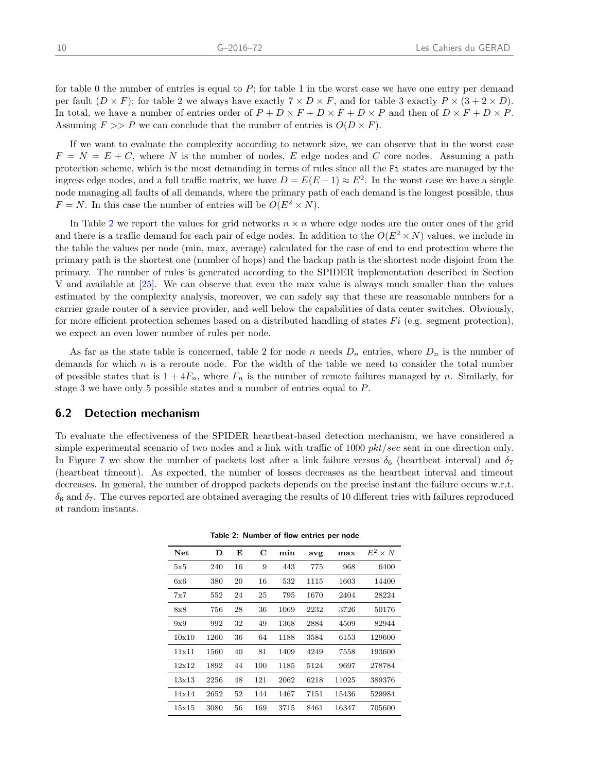for table 0 the number of entries is equal to $P$; for table 1 in the worst case we have one entry per demand per fault ($D \times F$); for table 2 we always have exactly $7 \times D \times F$, and for table 3 exactly $P \times (3 + 2 \times D)$. In total, we have a number of entries order of $P + D \times F + D \times F + D \times P$ and then of $D \times F + D \times P$. Assuming $F >> P$ we can conclude that the number of entries is $O(D \times F)$.

If we want to evaluate the complexity according to network size, we can observe that in the worst case $F = N = E + C$, where $N$ is the number of nodes, $E$ edge nodes and $C$ core nodes. Assuming a path protection scheme, which is the most demanding in terms of rules since all the `Fi` states are managed by the ingress edge nodes, and a full traffic matrix, we have $D = E(E-1) \approx E^2$. In the worst case we have a single node managing all faults of all demands, where the primary path of each demand is the longest possible, thus $F = N$. In this case the number of entries will be $O(E^2 \times N)$.

In Table 2 we report the values for grid networks $n \times n$ where edge nodes are the outer ones of the grid and there is a traffic demand for each pair of edge nodes. In addition to the $O(E^2 \times N)$ values, we include in the table the values per node (min, max, average) calculated for the case of end to end protection where the primary path is the shortest one (number of hops) and the backup path is the shortest node disjoint from the primary. The number of rules is generated according to the SPIDER implementation described in Section V and available at [25]. We can observe that even the max value is always much smaller than the values estimated by the complexity analysis, moreover, we can safely say that these are reasonable numbers for a carrier grade router of a service provider, and well below the capabilities of data center switches. Obviously, for more efficient protection schemes based on a distributed handling of states $Fi$ (e.g. segment protection), we expect an even lower number of rules per node.

As far as the state table is concerned, table 2 for node $n$ needs $D_n$ entries, where $D_n$ is the number of demands for which $n$ is a reroute node. For the width of the table we need to consider the total number of possible states that is $1 + 4F_n$, where $F_n$ is the number of remote failures managed by $n$. Similarly, for stage 3 we have only 5 possible states and a number of entries equal to $P$.

## 6.2 Detection mechanism

To evaluate the effectiveness of the SPIDER heartbeat-based detection mechanism, we have considered a simple experimental scenario of two nodes and a link with traffic of 1000 *pkt/sec* sent in one direction only. In Figure 7 we show the number of packets lost after a link failure versus $\delta_6$ (heartbeat interval) and $\delta_7$ (heartbeat timeout). As expected, the number of losses decreases as the heartbeat interval and timeout decreases. In general, the number of dropped packets depends on the precise instant the failure occurs w.r.t. $\delta_6$ and $\delta_7$. The curves reported are obtained averaging the results of 10 different tries with failures reproduced at random instants.

**Table 2: Number of flow entries per node**

| Net | D | E | C | min | avg | max | $E^2 \times N$ |
|---|---|---|---|---|---|---|---|
| 5x5 | 240 | 16 | 9 | 443 | 775 | 968 | 6400 |
| 6x6 | 380 | 20 | 16 | 532 | 1115 | 1603 | 14400 |
| 7x7 | 552 | 24 | 25 | 795 | 1670 | 2404 | 28224 |
| 8x8 | 756 | 28 | 36 | 1069 | 2232 | 3726 | 50176 |
| 9x9 | 992 | 32 | 49 | 1368 | 2884 | 4509 | 82944 |
| 10x10 | 1260 | 36 | 64 | 1188 | 3584 | 6153 | 129600 |
| 11x11 | 1560 | 40 | 81 | 1409 | 4249 | 7558 | 193600 |
| 12x12 | 1892 | 44 | 100 | 1185 | 5124 | 9697 | 278784 |
| 13x13 | 2256 | 48 | 121 | 2062 | 6218 | 11025 | 389376 |
| 14x14 | 2652 | 52 | 144 | 1467 | 7151 | 15436 | 529984 |
| 15x15 | 3080 | 56 | 169 | 3715 | 8461 | 16347 | 705600 |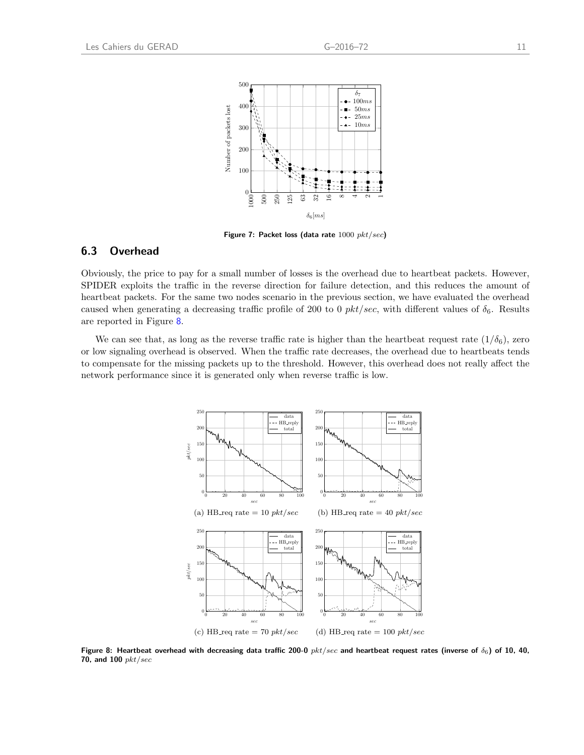Figure 7: Packet loss (data rate 1000 $pkt/sec$)

## 6.3 Overhead

Obviously, the price to pay for a small number of losses is the overhead due to heartbeat packets. However, SPIDER exploits the traffic in the reverse direction for failure detection, and this reduces the amount of heartbeat packets. For the same two nodes scenario in the previous section, we have evaluated the overhead caused when generating a decreasing traffic profile of 200 to 0 $pkt/sec$, with different values of $\delta_6$. Results are reported in Figure 8.

We can see that, as long as the reverse traffic rate is higher than the heartbeat request rate $(1/\delta_6)$, zero or low signaling overhead is observed. When the traffic rate decreases, the overhead due to heartbeats tends to compensate for the missing packets up to the threshold. However, this overhead does not really affect the network performance since it is generated only when reverse traffic is low.

(a) HB_req rate = 10 $pkt/sec$

(b) HB_req rate = 40 $pkt/sec$

(c) HB_req rate = 70 $pkt/sec$

(d) HB_req rate = 100 $pkt/sec$

Figure 8: Heartbeat overhead with decreasing data traffic 200-0 $pkt/sec$ and heartbeat request rates (inverse of $\delta_6$) of 10, 40, 70, and 100 $pkt/sec$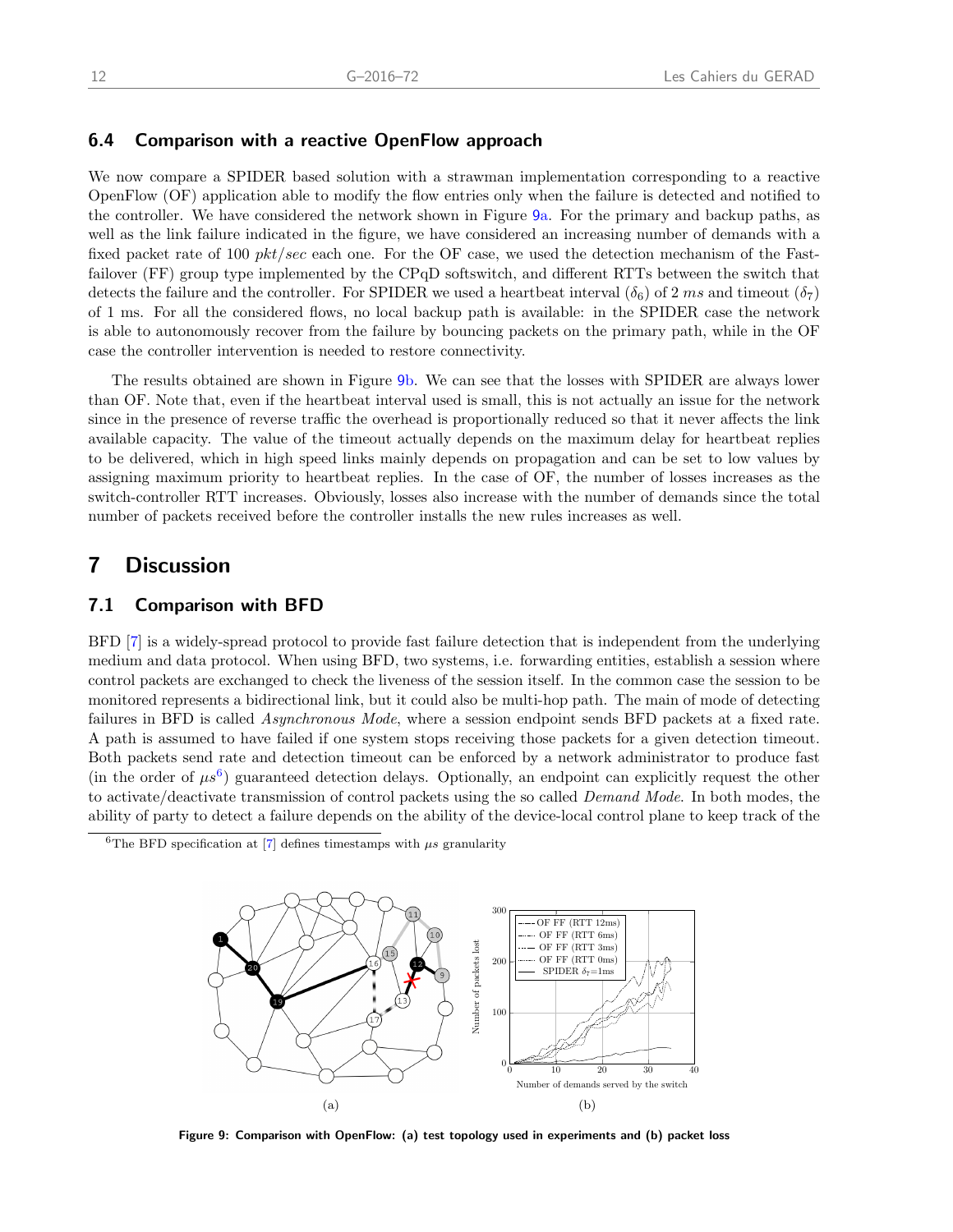### 6.4 Comparison with a reactive OpenFlow approach

We now compare a SPIDER based solution with a strawman implementation corresponding to a reactive OpenFlow (OF) application able to modify the flow entries only when the failure is detected and notified to the controller. We have considered the network shown in Figure 9a. For the primary and backup paths, as well as the link failure indicated in the figure, we have considered an increasing number of demands with a fixed packet rate of 100 *pkt/sec* each one. For the OF case, we used the detection mechanism of the Fast-failover (FF) group type implemented by the CPqD softswitch, and different RTTs between the switch that detects the failure and the controller. For SPIDER we used a heartbeat interval ($\delta_6$) of 2 *ms* and timeout ($\delta_7$) of 1 ms. For all the considered flows, no local backup path is available: in the SPIDER case the network is able to autonomously recover from the failure by bouncing packets on the primary path, while in the OF case the controller intervention is needed to restore connectivity.

The results obtained are shown in Figure 9b. We can see that the losses with SPIDER are always lower than OF. Note that, even if the heartbeat interval used is small, this is not actually an issue for the network since in the presence of reverse traffic the overhead is proportionally reduced so that it never affects the link available capacity. The value of the timeout actually depends on the maximum delay for heartbeat replies to be delivered, which in high speed links mainly depends on propagation and can be set to low values by assigning maximum priority to heartbeat replies. In the case of OF, the number of losses increases as the switch-controller RTT increases. Obviously, losses also increase with the number of demands since the total number of packets received before the controller installs the new rules increases as well.

## 7 Discussion

### 7.1 Comparison with BFD

BFD [7] is a widely-spread protocol to provide fast failure detection that is independent from the underlying medium and data protocol. When using BFD, two systems, i.e. forwarding entities, establish a session where control packets are exchanged to check the liveness of the session itself. In the common case the session to be monitored represents a bidirectional link, but it could also be multi-hop path. The main of mode of detecting failures in BFD is called *Asynchronous Mode*, where a session endpoint sends BFD packets at a fixed rate. A path is assumed to have failed if one system stops receiving those packets for a given detection timeout. Both packets send rate and detection timeout can be enforced by a network administrator to produce fast (in the order of $\mu s$[6]) guaranteed detection delays. Optionally, an endpoint can explicitly request the other to activate/deactivate transmission of control packets using the so called *Demand Mode*. In both modes, the ability of party to detect a failure depends on the ability of the device-local control plane to keep track of the

[6] The BFD specification at [7] defines timestamps with $\mu s$ granularity

(a)

(b)

Figure 9: Comparison with OpenFlow: (a) test topology used in experiments and (b) packet loss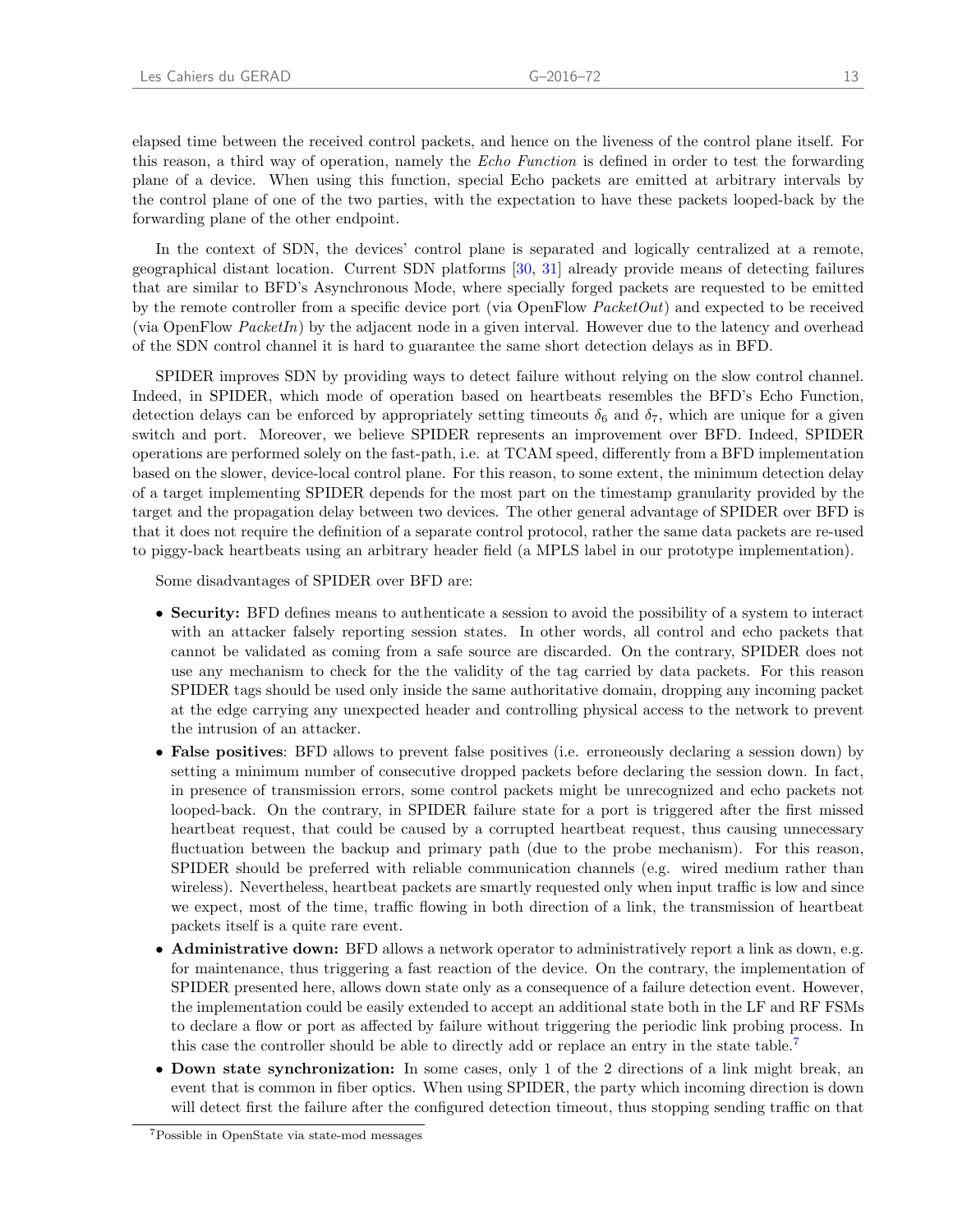elapsed time between the received control packets, and hence on the liveness of the control plane itself. For this reason, a third way of operation, namely the *Echo Function* is defined in order to test the forwarding plane of a device. When using this function, special Echo packets are emitted at arbitrary intervals by the control plane of one of the two parties, with the expectation to have these packets looped-back by the forwarding plane of the other endpoint.

In the context of SDN, the devices' control plane is separated and logically centralized at a remote, geographical distant location. Current SDN platforms [30, 31] already provide means of detecting failures that are similar to BFD's Asynchronous Mode, where specially forged packets are requested to be emitted by the remote controller from a specific device port (via OpenFlow *PacketOut*) and expected to be received (via OpenFlow *PacketIn*) by the adjacent node in a given interval. However due to the latency and overhead of the SDN control channel it is hard to guarantee the same short detection delays as in BFD.

SPIDER improves SDN by providing ways to detect failure without relying on the slow control channel. Indeed, in SPIDER, which mode of operation based on heartbeats resembles the BFD's Echo Function, detection delays can be enforced by appropriately setting timeouts $\delta_6$ and $\delta_7$, which are unique for a given switch and port. Moreover, we believe SPIDER represents an improvement over BFD. Indeed, SPIDER operations are performed solely on the fast-path, i.e. at TCAM speed, differently from a BFD implementation based on the slower, device-local control plane. For this reason, to some extent, the minimum detection delay of a target implementing SPIDER depends for the most part on the timestamp granularity provided by the target and the propagation delay between two devices. The other general advantage of SPIDER over BFD is that it does not require the definition of a separate control protocol, rather the same data packets are re-used to piggy-back heartbeats using an arbitrary header field (a MPLS label in our prototype implementation).

Some disadvantages of SPIDER over BFD are:

- **Security:** BFD defines means to authenticate a session to avoid the possibility of a system to interact with an attacker falsely reporting session states. In other words, all control and echo packets that cannot be validated as coming from a safe source are discarded. On the contrary, SPIDER does not use any mechanism to check for the the validity of the tag carried by data packets. For this reason SPIDER tags should be used only inside the same authoritative domain, dropping any incoming packet at the edge carrying any unexpected header and controlling physical access to the network to prevent the intrusion of an attacker.
- **False positives**: BFD allows to prevent false positives (i.e. erroneously declaring a session down) by setting a minimum number of consecutive dropped packets before declaring the session down. In fact, in presence of transmission errors, some control packets might be unrecognized and echo packets not looped-back. On the contrary, in SPIDER failure state for a port is triggered after the first missed heartbeat request, that could be caused by a corrupted heartbeat request, thus causing unnecessary fluctuation between the backup and primary path (due to the probe mechanism). For this reason, SPIDER should be preferred with reliable communication channels (e.g. wired medium rather than wireless). Nevertheless, heartbeat packets are smartly requested only when input traffic is low and since we expect, most of the time, traffic flowing in both direction of a link, the transmission of heartbeat packets itself is a quite rare event.
- **Administrative down:** BFD allows a network operator to administratively report a link as down, e.g. for maintenance, thus triggering a fast reaction of the device. On the contrary, the implementation of SPIDER presented here, allows down state only as a consequence of a failure detection event. However, the implementation could be easily extended to accept an additional state both in the LF and RF FSMs to declare a flow or port as affected by failure without triggering the periodic link probing process. In this case the controller should be able to directly add or replace an entry in the state table.[7]
- **Down state synchronization:** In some cases, only 1 of the 2 directions of a link might break, an event that is common in fiber optics. When using SPIDER, the party which incoming direction is down will detect first the failure after the configured detection timeout, thus stopping sending traffic on that

[7] Possible in OpenState via state-mod messages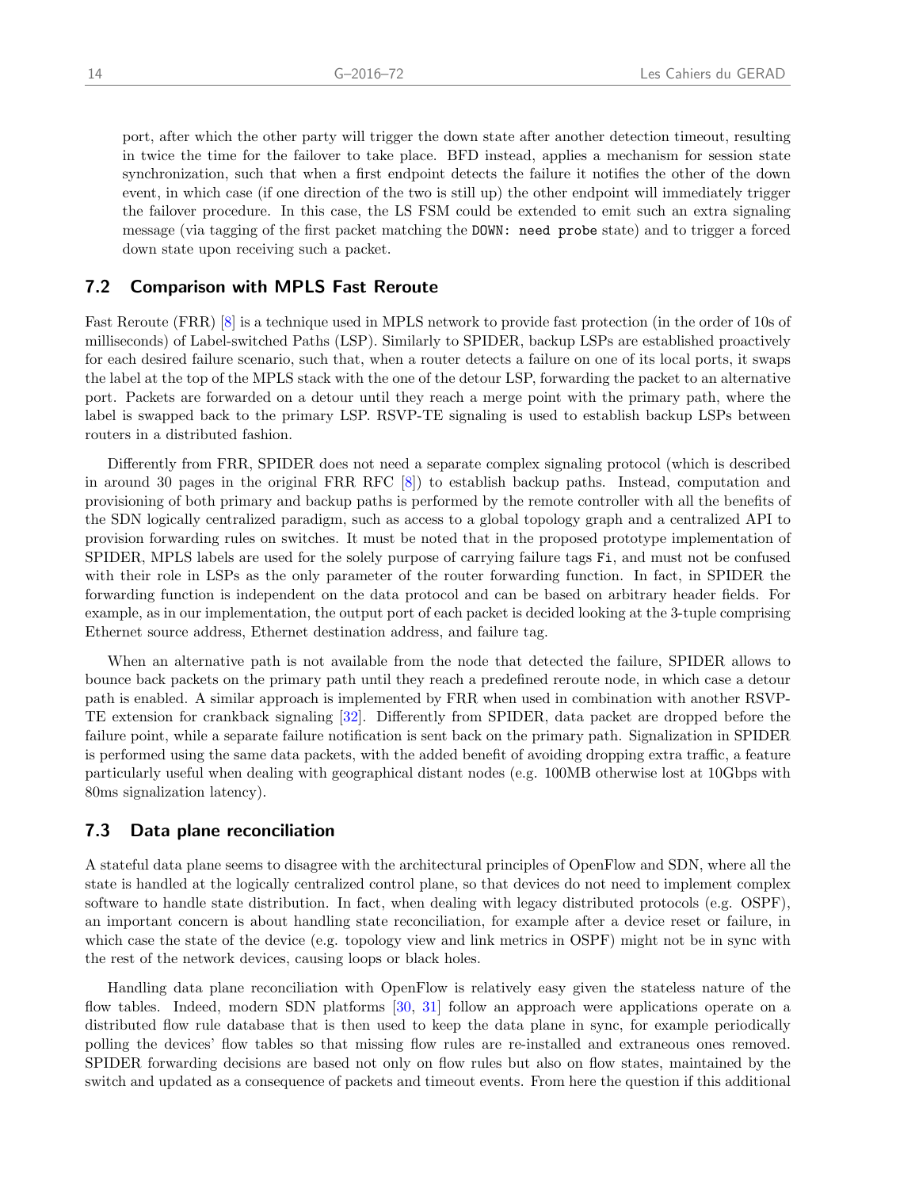port, after which the other party will trigger the down state after another detection timeout, resulting in twice the time for the failover to take place. BFD instead, applies a mechanism for session state synchronization, such that when a first endpoint detects the failure it notifies the other of the down event, in which case (if one direction of the two is still up) the other endpoint will immediately trigger the failover procedure. In this case, the LS FSM could be extended to emit such an extra signaling message (via tagging of the first packet matching the `DOWN: need probe` state) and to trigger a forced down state upon receiving such a packet.

### 7.2 Comparison with MPLS Fast Reroute

Fast Reroute (FRR) [8] is a technique used in MPLS network to provide fast protection (in the order of 10s of milliseconds) of Label-switched Paths (LSP). Similarly to SPIDER, backup LSPs are established proactively for each desired failure scenario, such that, when a router detects a failure on one of its local ports, it swaps the label at the top of the MPLS stack with the one of the detour LSP, forwarding the packet to an alternative port. Packets are forwarded on a detour until they reach a merge point with the primary path, where the label is swapped back to the primary LSP. RSVP-TE signaling is used to establish backup LSPs between routers in a distributed fashion.

Differently from FRR, SPIDER does not need a separate complex signaling protocol (which is described in around 30 pages in the original FRR RFC [8]) to establish backup paths. Instead, computation and provisioning of both primary and backup paths is performed by the remote controller with all the benefits of the SDN logically centralized paradigm, such as access to a global topology graph and a centralized API to provision forwarding rules on switches. It must be noted that in the proposed prototype implementation of SPIDER, MPLS labels are used for the solely purpose of carrying failure tags `Fi`, and must not be confused with their role in LSPs as the only parameter of the router forwarding function. In fact, in SPIDER the forwarding function is independent on the data protocol and can be based on arbitrary header fields. For example, as in our implementation, the output port of each packet is decided looking at the 3-tuple comprising Ethernet source address, Ethernet destination address, and failure tag.

When an alternative path is not available from the node that detected the failure, SPIDER allows to bounce back packets on the primary path until they reach a predefined reroute node, in which case a detour path is enabled. A similar approach is implemented by FRR when used in combination with another RSVP-TE extension for crankback signaling [32]. Differently from SPIDER, data packet are dropped before the failure point, while a separate failure notification is sent back on the primary path. Signalization in SPIDER is performed using the same data packets, with the added benefit of avoiding dropping extra traffic, a feature particularly useful when dealing with geographical distant nodes (e.g. 100MB otherwise lost at 10Gbps with 80ms signalization latency).

### 7.3 Data plane reconciliation

A stateful data plane seems to disagree with the architectural principles of OpenFlow and SDN, where all the state is handled at the logically centralized control plane, so that devices do not need to implement complex software to handle state distribution. In fact, when dealing with legacy distributed protocols (e.g. OSPF), an important concern is about handling state reconciliation, for example after a device reset or failure, in which case the state of the device (e.g. topology view and link metrics in OSPF) might not be in sync with the rest of the network devices, causing loops or black holes.

Handling data plane reconciliation with OpenFlow is relatively easy given the stateless nature of the flow tables. Indeed, modern SDN platforms [30, 31] follow an approach were applications operate on a distributed flow rule database that is then used to keep the data plane in sync, for example periodically polling the devices' flow tables so that missing flow rules are re-installed and extraneous ones removed. SPIDER forwarding decisions are based not only on flow rules but also on flow states, maintained by the switch and updated as a consequence of packets and timeout events. From here the question if this additional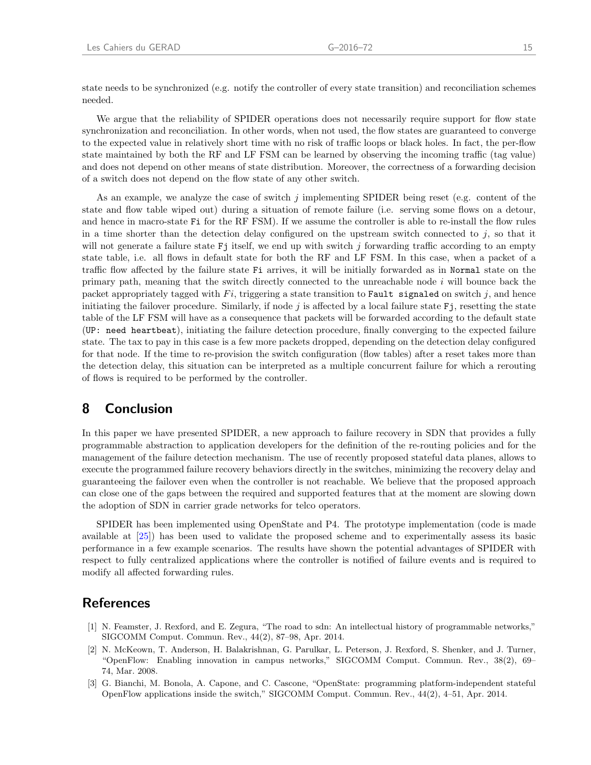state needs to be synchronized (e.g. notify the controller of every state transition) and reconciliation schemes needed.

We argue that the reliability of SPIDER operations does not necessarily require support for flow state synchronization and reconciliation. In other words, when not used, the flow states are guaranteed to converge to the expected value in relatively short time with no risk of traffic loops or black holes. In fact, the per-flow state maintained by both the RF and LF FSM can be learned by observing the incoming traffic (tag value) and does not depend on other means of state distribution. Moreover, the correctness of a forwarding decision of a switch does not depend on the flow state of any other switch.

As an example, we analyze the case of switch $j$ implementing SPIDER being reset (e.g. content of the state and flow table wiped out) during a situation of remote failure (i.e. serving some flows on a detour, and hence in macro-state `Fi` for the RF FSM). If we assume the controller is able to re-install the flow rules in a time shorter than the detection delay configured on the upstream switch connected to $j$, so that it will not generate a failure state `Fj` itself, we end up with switch $j$ forwarding traffic according to an empty state table, i.e. all flows in default state for both the RF and LF FSM. In this case, when a packet of a traffic flow affected by the failure state `Fi` arrives, it will be initially forwarded as in `Normal` state on the primary path, meaning that the switch directly connected to the unreachable node $i$ will bounce back the packet appropriately tagged with $Fi$, triggering a state transition to `Fault signaled` on switch $j$, and hence initiating the failover procedure. Similarly, if node $j$ is affected by a local failure state `Fj`, resetting the state table of the LF FSM will have as a consequence that packets will be forwarded according to the default state (`UP: need heartbeat`), initiating the failure detection procedure, finally converging to the expected failure state. The tax to pay in this case is a few more packets dropped, depending on the detection delay configured for that node. If the time to re-provision the switch configuration (flow tables) after a reset takes more than the detection delay, this situation can be interpreted as a multiple concurrent failure for which a rerouting of flows is required to be performed by the controller.

# 8 Conclusion

In this paper we have presented SPIDER, a new approach to failure recovery in SDN that provides a fully programmable abstraction to application developers for the definition of the re-routing policies and for the management of the failure detection mechanism. The use of recently proposed stateful data planes, allows to execute the programmed failure recovery behaviors directly in the switches, minimizing the recovery delay and guaranteeing the failover even when the controller is not reachable. We believe that the proposed approach can close one of the gaps between the required and supported features that at the moment are slowing down the adoption of SDN in carrier grade networks for telco operators.

SPIDER has been implemented using OpenState and P4. The prototype implementation (code is made available at [25]) has been used to validate the proposed scheme and to experimentally assess its basic performance in a few example scenarios. The results have shown the potential advantages of SPIDER with respect to fully centralized applications where the controller is notified of failure events and is required to modify all affected forwarding rules.

# References

[1] N. Feamster, J. Rexford, and E. Zegura, "The road to sdn: An intellectual history of programmable networks," SIGCOMM Comput. Commun. Rev., 44(2), 87–98, Apr. 2014.

[2] N. McKeown, T. Anderson, H. Balakrishnan, G. Parulkar, L. Peterson, J. Rexford, S. Shenker, and J. Turner, "OpenFlow: Enabling innovation in campus networks," SIGCOMM Comput. Commun. Rev., 38(2), 69–74, Mar. 2008.

[3] G. Bianchi, M. Bonola, A. Capone, and C. Cascone, "OpenState: programming platform-independent stateful OpenFlow applications inside the switch," SIGCOMM Comput. Commun. Rev., 44(2), 4–51, Apr. 2014.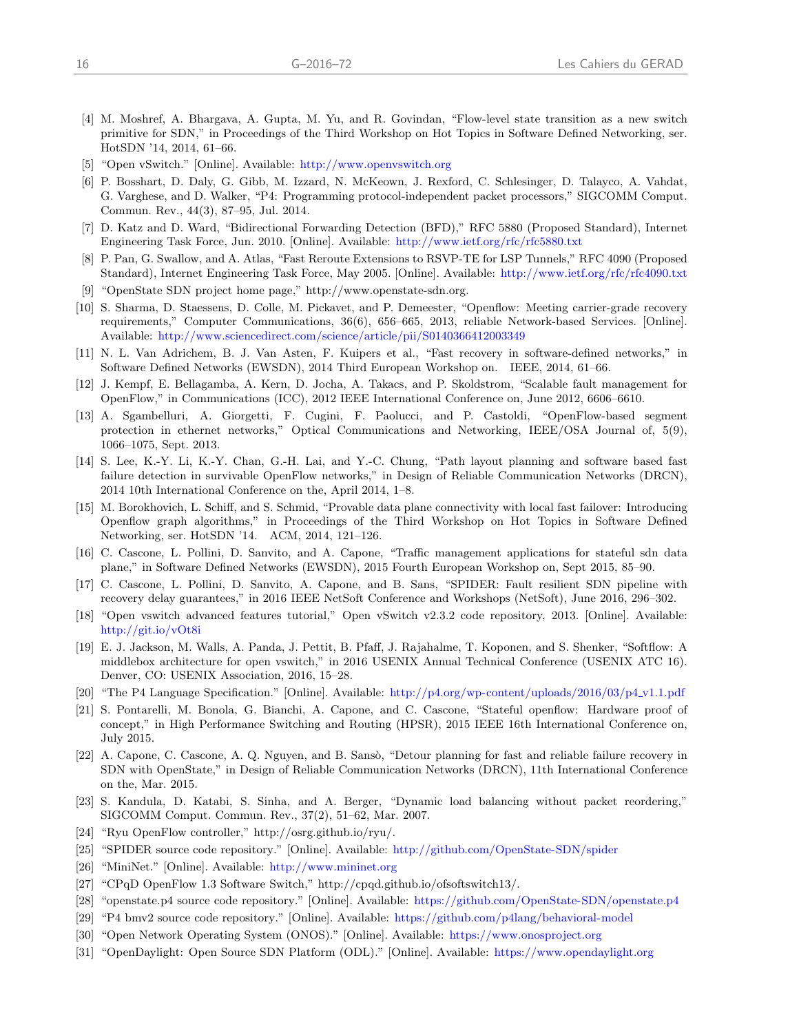[4] M. Moshref, A. Bhargava, A. Gupta, M. Yu, and R. Govindan, "Flow-level state transition as a new switch primitive for SDN," in Proceedings of the Third Workshop on Hot Topics in Software Defined Networking, ser. HotSDN '14, 2014, 61–66.

[5] "Open vSwitch." [Online]. Available: http://www.openvswitch.org

[6] P. Bosshart, D. Daly, G. Gibb, M. Izzard, N. McKeown, J. Rexford, C. Schlesinger, D. Talayco, A. Vahdat, G. Varghese, and D. Walker, "P4: Programming protocol-independent packet processors," SIGCOMM Comput. Commun. Rev., 44(3), 87–95, Jul. 2014.

[7] D. Katz and D. Ward, "Bidirectional Forwarding Detection (BFD)," RFC 5880 (Proposed Standard), Internet Engineering Task Force, Jun. 2010. [Online]. Available: http://www.ietf.org/rfc/rfc5880.txt

[8] P. Pan, G. Swallow, and A. Atlas, "Fast Reroute Extensions to RSVP-TE for LSP Tunnels," RFC 4090 (Proposed Standard), Internet Engineering Task Force, May 2005. [Online]. Available: http://www.ietf.org/rfc/rfc4090.txt

[9] "OpenState SDN project home page," http://www.openstate-sdn.org.

[10] S. Sharma, D. Staessens, D. Colle, M. Pickavet, and P. Demeester, "Openflow: Meeting carrier-grade recovery requirements," Computer Communications, 36(6), 656–665, 2013, reliable Network-based Services. [Online]. Available: http://www.sciencedirect.com/science/article/pii/S0140366412003349

[11] N. L. Van Adrichem, B. J. Van Asten, F. Kuipers et al., "Fast recovery in software-defined networks," in Software Defined Networks (EWSDN), 2014 Third European Workshop on. IEEE, 2014, 61–66.

[12] J. Kempf, E. Bellagamba, A. Kern, D. Jocha, A. Takacs, and P. Skoldstrom, "Scalable fault management for OpenFlow," in Communications (ICC), 2012 IEEE International Conference on, June 2012, 6606–6610.

[13] A. Sgambelluri, A. Giorgetti, F. Cugini, F. Paolucci, and P. Castoldi, "OpenFlow-based segment protection in ethernet networks," Optical Communications and Networking, IEEE/OSA Journal of, 5(9), 1066–1075, Sept. 2013.

[14] S. Lee, K.-Y. Li, K.-Y. Chan, G.-H. Lai, and Y.-C. Chung, "Path layout planning and software based fast failure detection in survivable OpenFlow networks," in Design of Reliable Communication Networks (DRCN), 2014 10th International Conference on the, April 2014, 1–8.

[15] M. Borokhovich, L. Schiff, and S. Schmid, "Provable data plane connectivity with local fast failover: Introducing Openflow graph algorithms," in Proceedings of the Third Workshop on Hot Topics in Software Defined Networking, ser. HotSDN '14. ACM, 2014, 121–126.

[16] C. Cascone, L. Pollini, D. Sanvito, and A. Capone, "Traffic management applications for stateful sdn data plane," in Software Defined Networks (EWSDN), 2015 Fourth European Workshop on, Sept 2015, 85–90.

[17] C. Cascone, L. Pollini, D. Sanvito, A. Capone, and B. Sans, "SPIDER: Fault resilient SDN pipeline with recovery delay guarantees," in 2016 IEEE NetSoft Conference and Workshops (NetSoft), June 2016, 296–302.

[18] "Open vswitch advanced features tutorial," Open vSwitch v2.3.2 code repository, 2013. [Online]. Available: http://git.io/vOt8i

[19] E. J. Jackson, M. Walls, A. Panda, J. Pettit, B. Pfaff, J. Rajahalme, T. Koponen, and S. Shenker, "Softflow: A middlebox architecture for open vswitch," in 2016 USENIX Annual Technical Conference (USENIX ATC 16). Denver, CO: USENIX Association, 2016, 15–28.

[20] "The P4 Language Specification." [Online]. Available: http://p4.org/wp-content/uploads/2016/03/p4_v1.1.pdf

[21] S. Pontarelli, M. Bonola, G. Bianchi, A. Capone, and C. Cascone, "Stateful openflow: Hardware proof of concept," in High Performance Switching and Routing (HPSR), 2015 IEEE 16th International Conference on, July 2015.

[22] A. Capone, C. Cascone, A. Q. Nguyen, and B. Sansò, "Detour planning for fast and reliable failure recovery in SDN with OpenState," in Design of Reliable Communication Networks (DRCN), 11th International Conference on the, Mar. 2015.

[23] S. Kandula, D. Katabi, S. Sinha, and A. Berger, "Dynamic load balancing without packet reordering," SIGCOMM Comput. Commun. Rev., 37(2), 51–62, Mar. 2007.

[24] "Ryu OpenFlow controller," http://osrg.github.io/ryu/.

[25] "SPIDER source code repository." [Online]. Available: http://github.com/OpenState-SDN/spider

[26] "MiniNet." [Online]. Available: http://www.mininet.org

[27] "CPqD OpenFlow 1.3 Software Switch," http://cpqd.github.io/ofsoftswitch13/.

[28] "openstate.p4 source code repository." [Online]. Available: https://github.com/OpenState-SDN/openstate.p4

[29] "P4 bmv2 source code repository." [Online]. Available: https://github.com/p4lang/behavioral-model

[30] "Open Network Operating System (ONOS)." [Online]. Available: https://www.onosproject.org

[31] "OpenDaylight: Open Source SDN Platform (ODL)." [Online]. Available: https://www.opendaylight.org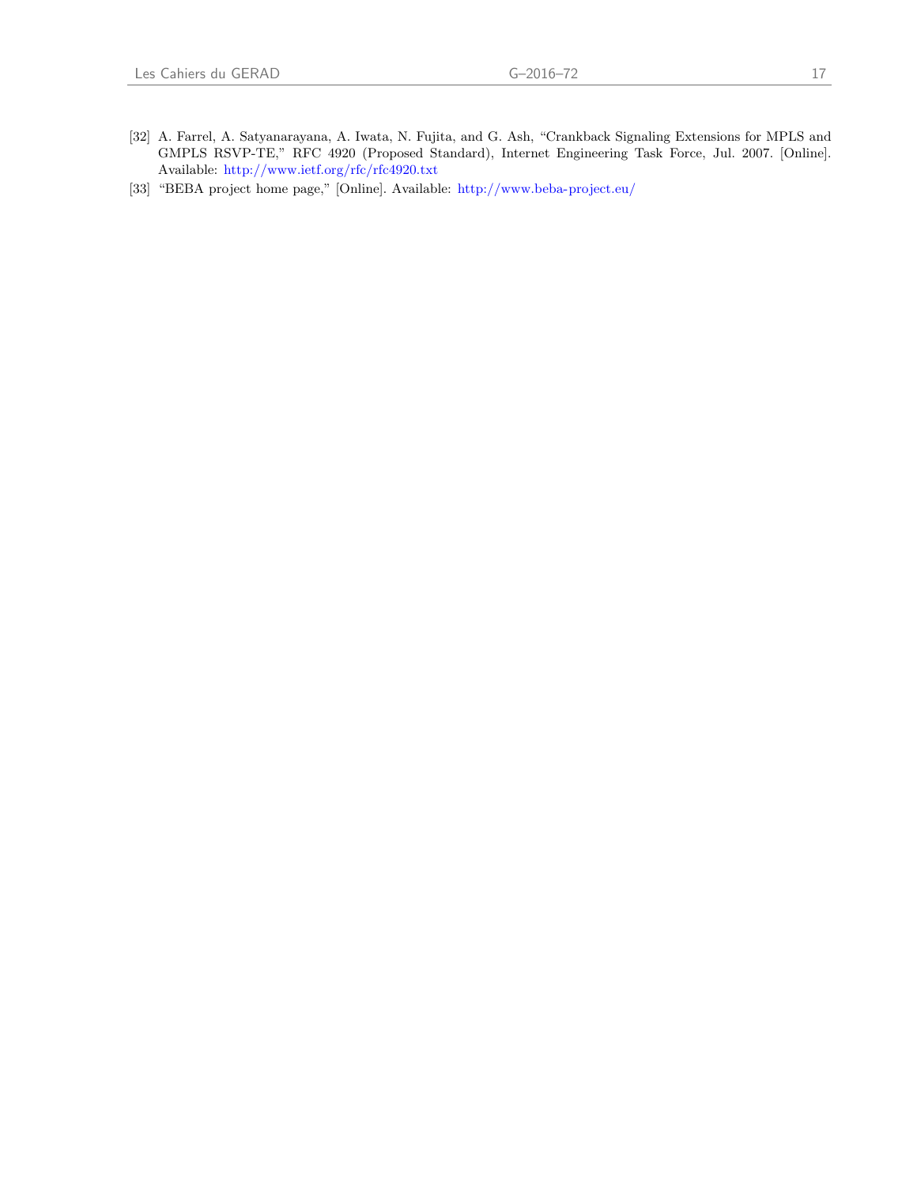[32] A. Farrel, A. Satyanarayana, A. Iwata, N. Fujita, and G. Ash, "Crankback Signaling Extensions for MPLS and GMPLS RSVP-TE," RFC 4920 (Proposed Standard), Internet Engineering Task Force, Jul. 2007. [Online]. Available: http://www.ietf.org/rfc/rfc4920.txt

[33] "BEBA project home page," [Online]. Available: http://www.beba-project.eu/